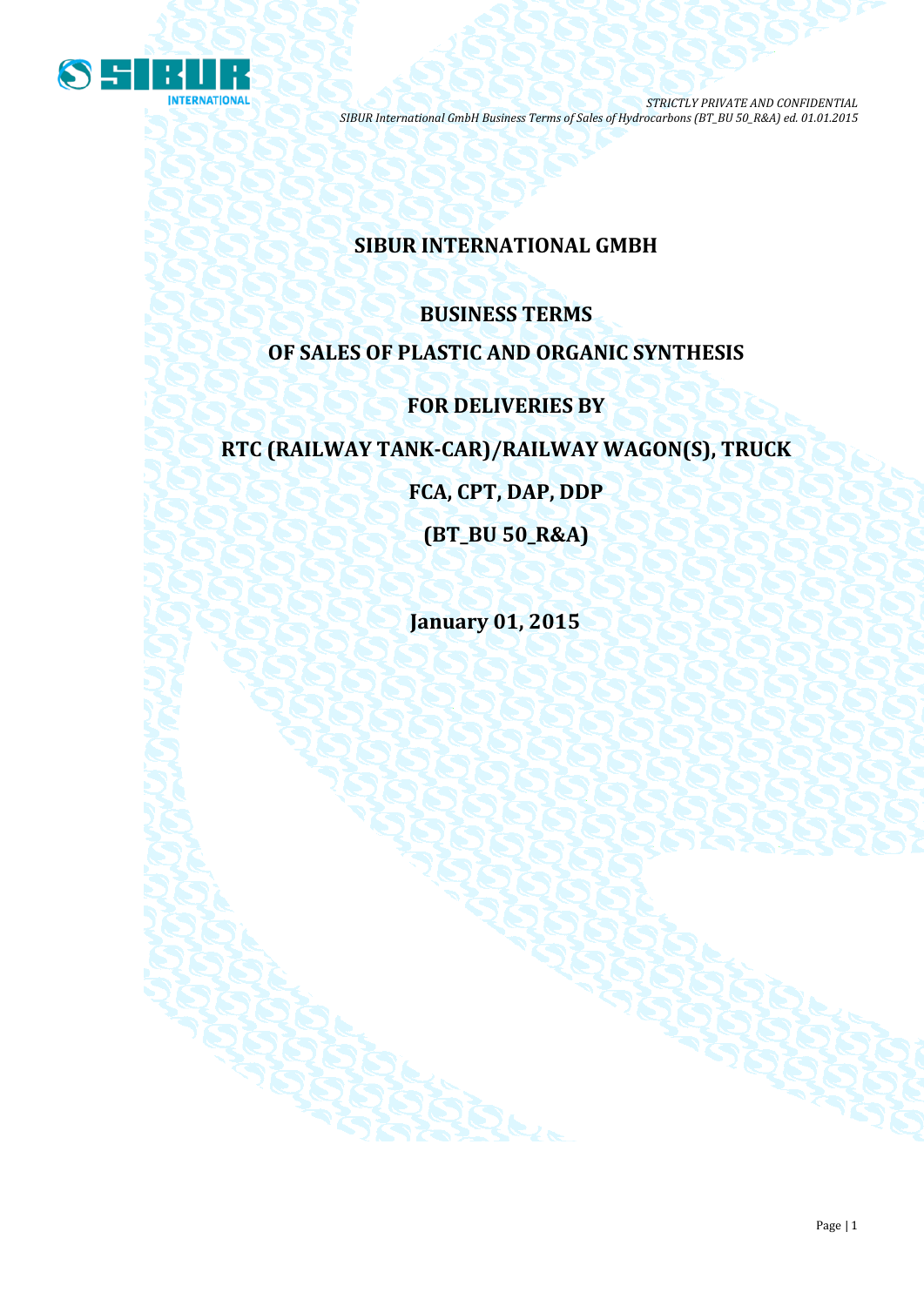# SIBUR INTERNATIONAL GMBH

## BUSINESS TERMS

## OF SALES OF PLASTIC AND ORGANIC SYNTHESIS

## FOR DELIVERIES BY

## RTC (RAILWAY TANK-CAR)/RAILWAY WAGON(S), TRUCK

## FCA, CPT, DAP, DDP

## (BT_BU 50_R&A)

**January 01, 2015**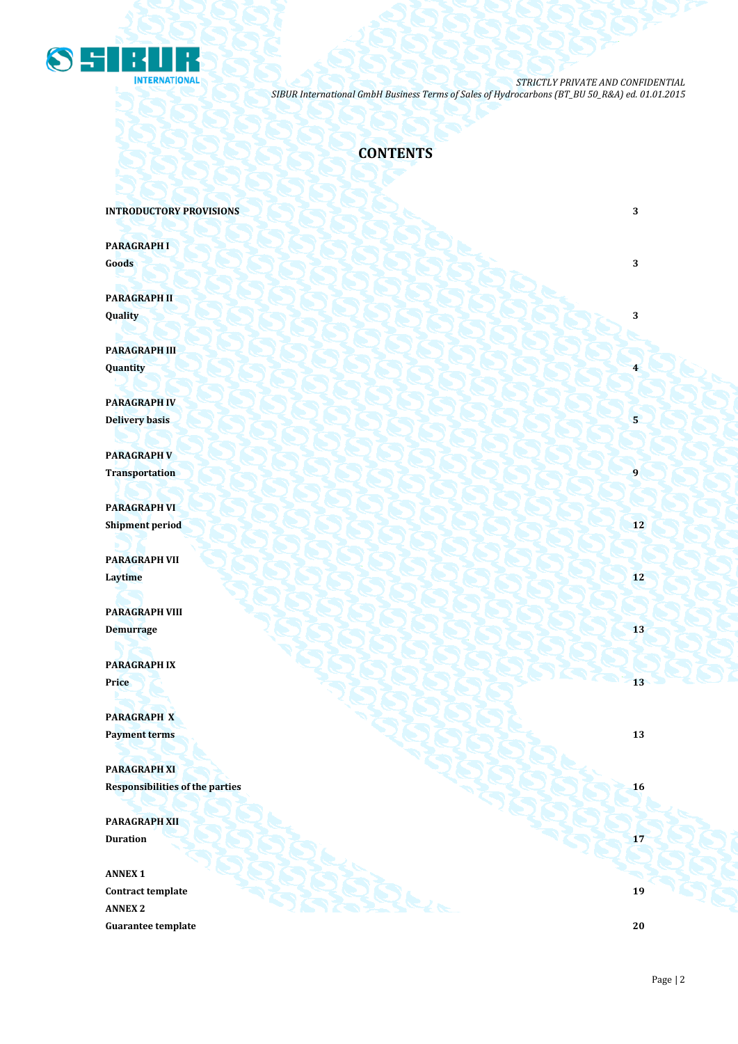# CONTENTS

| | |
|---|---|
| **INTRODUCTORY PROVISIONS** | **3** |
| **PARAGRAPH I**<br>**Goods** | **3** |
| **PARAGRAPH II**<br>**Quality** | **3** |
| **PARAGRAPH III**<br>**Quantity** | **4** |
| **PARAGRAPH IV**<br>**Delivery basis** | **5** |
| **PARAGRAPH V**<br>**Transportation** | **9** |
| **PARAGRAPH VI**<br>**Shipment period** | **12** |
| **PARAGRAPH VII**<br>**Laytime** | **12** |
| **PARAGRAPH VIII**<br>**Demurrage** | **13** |
| **PARAGRAPH IX**<br>**Price** | **13** |
| **PARAGRAPH X**<br>**Payment terms** | **13** |
| **PARAGRAPH XI**<br>**Responsibilities of the parties** | **16** |
| **PARAGRAPH XII**<br>**Duration** | **17** |
| **ANNEX 1**<br>**Contract template** | **19** |
| **ANNEX 2**<br>**Guarantee template** | **20** |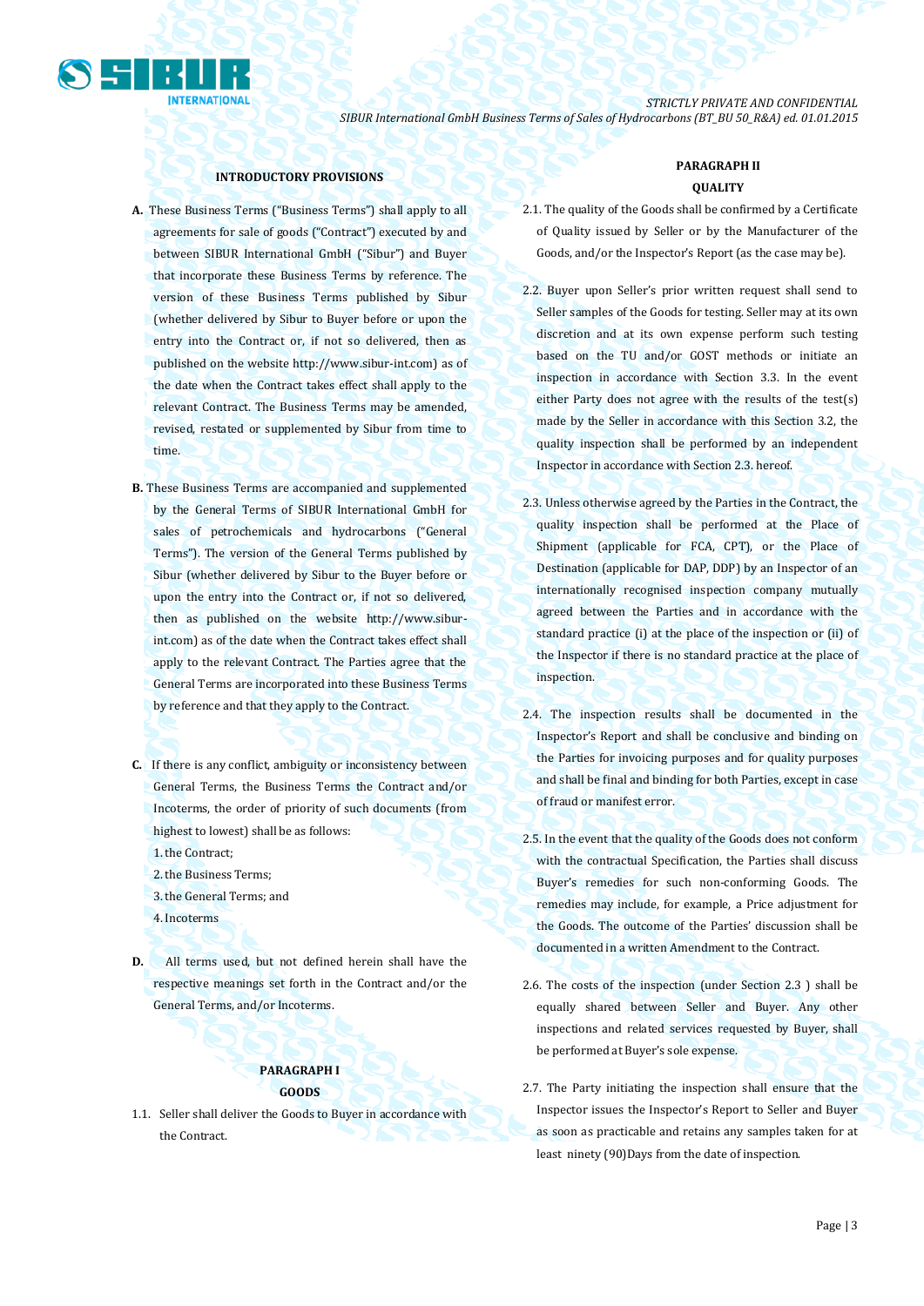### INTRODUCTORY PROVISIONS

**A.** These Business Terms ("Business Terms") shall apply to all agreements for sale of goods ("Contract") executed by and between SIBUR International GmbH ("Sibur") and Buyer that incorporate these Business Terms by reference. The version of these Business Terms published by Sibur (whether delivered by Sibur to Buyer before or upon the entry into the Contract or, if not so delivered, then as published on the website http://www.sibur-int.com) as of the date when the Contract takes effect shall apply to the relevant Contract. The Business Terms may be amended, revised, restated or supplemented by Sibur from time to time.

**B.** These Business Terms are accompanied and supplemented by the General Terms of SIBUR International GmbH for sales of petrochemicals and hydrocarbons ("General Terms"). The version of the General Terms published by Sibur (whether delivered by Sibur to the Buyer before or upon the entry into the Contract or, if not so delivered, then as published on the website http://www.sibur-int.com) as of the date when the Contract takes effect shall apply to the relevant Contract. The Parties agree that the General Terms are incorporated into these Business Terms by reference and that they apply to the Contract.

**C.** If there is any conflict, ambiguity or inconsistency between General Terms, the Business Terms the Contract and/or Incoterms, the order of priority of such documents (from highest to lowest) shall be as follows:

1. the Contract;
2. the Business Terms;
3. the General Terms; and
4. Incoterms

**D.** All terms used, but not defined herein shall have the respective meanings set forth in the Contract and/or the General Terms, and/or Incoterms.

### PARAGRAPH I
### GOODS

1.1. Seller shall deliver the Goods to Buyer in accordance with the Contract.

### PARAGRAPH II
### QUALITY

2.1. The quality of the Goods shall be confirmed by a Certificate of Quality issued by Seller or by the Manufacturer of the Goods, and/or the Inspector's Report (as the case may be).

2.2. Buyer upon Seller's prior written request shall send to Seller samples of the Goods for testing. Seller may at its own discretion and at its own expense perform such testing based on the TU and/or GOST methods or initiate an inspection in accordance with Section 3.3. In the event either Party does not agree with the results of the test(s) made by the Seller in accordance with this Section 3.2, the quality inspection shall be performed by an independent Inspector in accordance with Section 2.3. hereof.

2.3. Unless otherwise agreed by the Parties in the Contract, the quality inspection shall be performed at the Place of Shipment (applicable for FCA, CPT), or the Place of Destination (applicable for DAP, DDP) by an Inspector of an internationally recognised inspection company mutually agreed between the Parties and in accordance with the standard practice (i) at the place of the inspection or (ii) of the Inspector if there is no standard practice at the place of inspection.

2.4. The inspection results shall be documented in the Inspector's Report and shall be conclusive and binding on the Parties for invoicing purposes and for quality purposes and shall be final and binding for both Parties, except in case of fraud or manifest error.

2.5. In the event that the quality of the Goods does not conform with the contractual Specification, the Parties shall discuss Buyer's remedies for such non-conforming Goods. The remedies may include, for example, a Price adjustment for the Goods. The outcome of the Parties' discussion shall be documented in a written Amendment to the Contract.

2.6. The costs of the inspection (under Section 2.3 ) shall be equally shared between Seller and Buyer. Any other inspections and related services requested by Buyer, shall be performed at Buyer's sole expense.

2.7. The Party initiating the inspection shall ensure that the Inspector issues the Inspector's Report to Seller and Buyer as soon as practicable and retains any samples taken for at least ninety (90)Days from the date of inspection.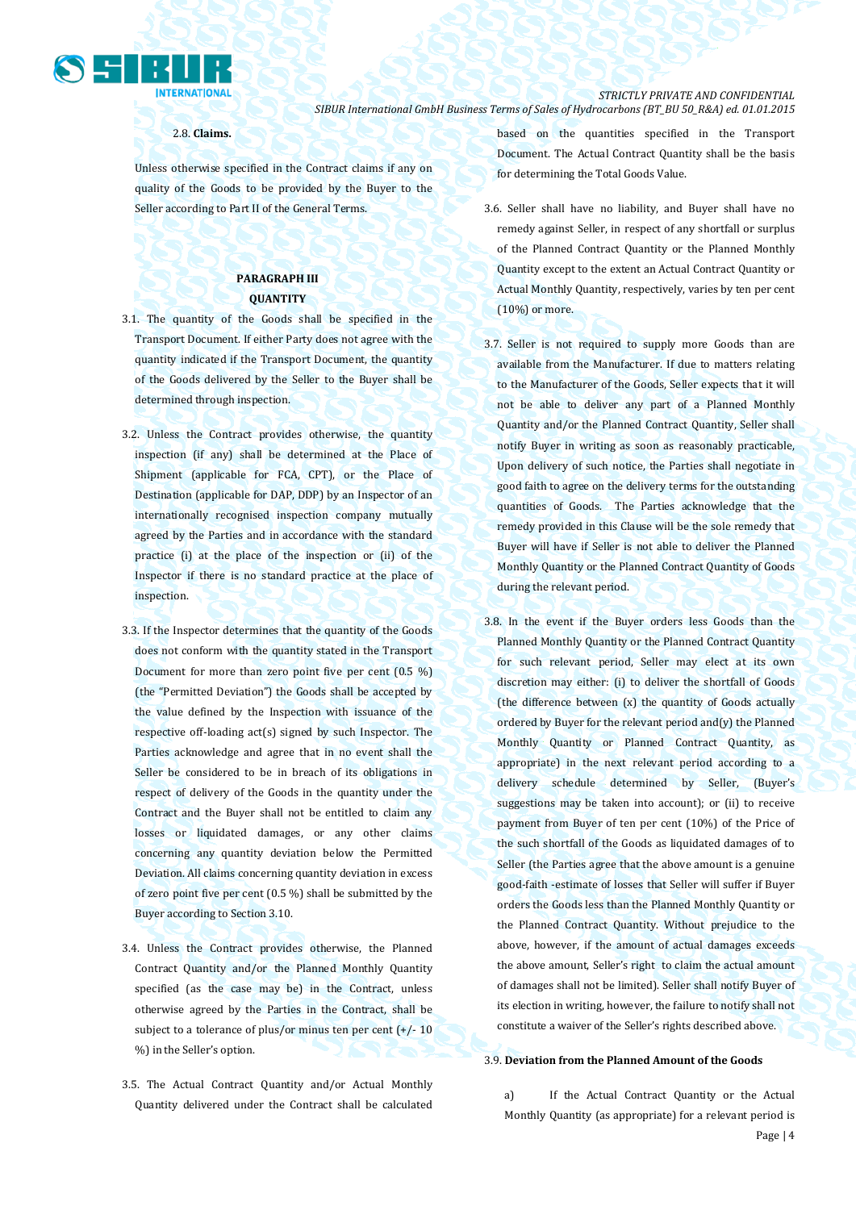2.8. **Claims.**

Unless otherwise specified in the Contract claims if any on quality of the Goods to be provided by the Buyer to the Seller according to Part II of the General Terms.

## PARAGRAPH III
## QUANTITY

3.1. The quantity of the Goods shall be specified in the Transport Document. If either Party does not agree with the quantity indicated if the Transport Document, the quantity of the Goods delivered by the Seller to the Buyer shall be determined through inspection.

3.2. Unless the Contract provides otherwise, the quantity inspection (if any) shall be determined at the Place of Shipment (applicable for FCA, CPT), or the Place of Destination (applicable for DAP, DDP) by an Inspector of an internationally recognised inspection company mutually agreed by the Parties and in accordance with the standard practice (i) at the place of the inspection or (ii) of the Inspector if there is no standard practice at the place of inspection.

3.3. If the Inspector determines that the quantity of the Goods does not conform with the quantity stated in the Transport Document for more than zero point five per cent (0.5 %) (the "Permitted Deviation") the Goods shall be accepted by the value defined by the Inspection with issuance of the respective off-loading act(s) signed by such Inspector. The Parties acknowledge and agree that in no event shall the Seller be considered to be in breach of its obligations in respect of delivery of the Goods in the quantity under the Contract and the Buyer shall not be entitled to claim any losses or liquidated damages, or any other claims concerning any quantity deviation below the Permitted Deviation. All claims concerning quantity deviation in excess of zero point five per cent (0.5 %) shall be submitted by the Buyer according to Section 3.10.

3.4. Unless the Contract provides otherwise, the Planned Contract Quantity and/or the Planned Monthly Quantity specified (as the case may be) in the Contract, unless otherwise agreed by the Parties in the Contract, shall be subject to a tolerance of plus/or minus ten per cent (+/- 10 %) in the Seller's option.

3.5. The Actual Contract Quantity and/or Actual Monthly Quantity delivered under the Contract shall be calculated based on the quantities specified in the Transport Document. The Actual Contract Quantity shall be the basis for determining the Total Goods Value.

3.6. Seller shall have no liability, and Buyer shall have no remedy against Seller, in respect of any shortfall or surplus of the Planned Contract Quantity or the Planned Monthly Quantity except to the extent an Actual Contract Quantity or Actual Monthly Quantity, respectively, varies by ten per cent (10%) or more.

3.7. Seller is not required to supply more Goods than are available from the Manufacturer. If due to matters relating to the Manufacturer of the Goods, Seller expects that it will not be able to deliver any part of a Planned Monthly Quantity and/or the Planned Contract Quantity, Seller shall notify Buyer in writing as soon as reasonably practicable, Upon delivery of such notice, the Parties shall negotiate in good faith to agree on the delivery terms for the outstanding quantities of Goods. The Parties acknowledge that the remedy provided in this Clause will be the sole remedy that Buyer will have if Seller is not able to deliver the Planned Monthly Quantity or the Planned Contract Quantity of Goods during the relevant period.

3.8. In the event if the Buyer orders less Goods than the Planned Monthly Quantity or the Planned Contract Quantity for such relevant period, Seller may elect at its own discretion may either: (i) to deliver the shortfall of Goods (the difference between (x) the quantity of Goods actually ordered by Buyer for the relevant period and(y) the Planned Monthly Quantity or Planned Contract Quantity, as appropriate) in the next relevant period according to a delivery schedule determined by Seller, (Buyer's suggestions may be taken into account); or (ii) to receive payment from Buyer of ten per cent (10%) of the Price of the such shortfall of the Goods as liquidated damages of to Seller (the Parties agree that the above amount is a genuine good-faith -estimate of losses that Seller will suffer if Buyer orders the Goods less than the Planned Monthly Quantity or the Planned Contract Quantity. Without prejudice to the above, however, if the amount of actual damages exceeds the above amount, Seller's right to claim the actual amount of damages shall not be limited). Seller shall notify Buyer of its election in writing, however, the failure to notify shall not constitute a waiver of the Seller's rights described above.

3.9. **Deviation from the Planned Amount of the Goods**

a) If the Actual Contract Quantity or the Actual Monthly Quantity (as appropriate) for a relevant period is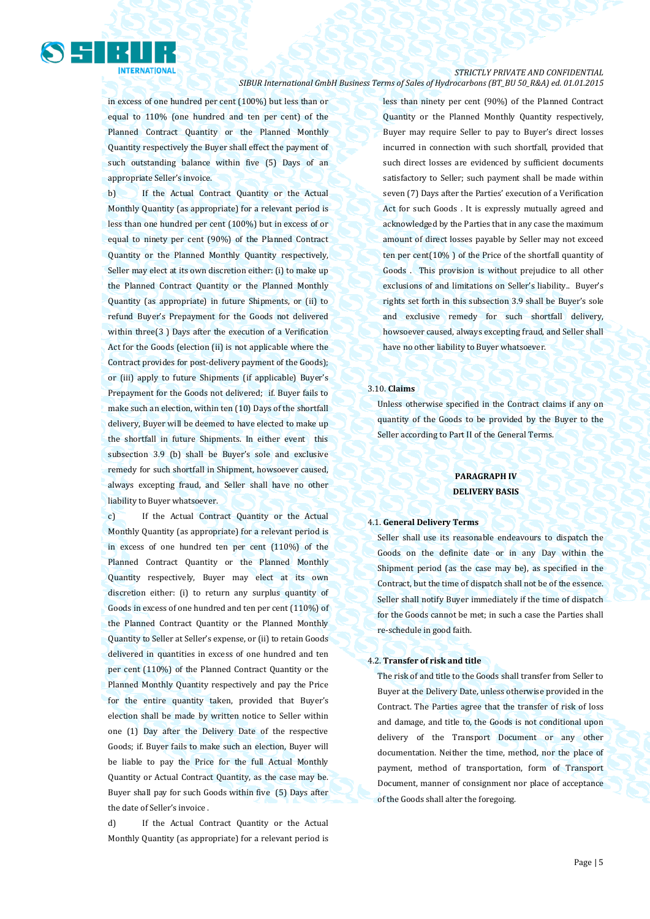in excess of one hundred per cent (100%) but less than or equal to 110% (one hundred and ten per cent) of the Planned Contract Quantity or the Planned Monthly Quantity respectively the Buyer shall effect the payment of such outstanding balance within five (5) Days of an appropriate Seller's invoice.

b) If the Actual Contract Quantity or the Actual Monthly Quantity (as appropriate) for a relevant period is less than one hundred per cent (100%) but in excess of or equal to ninety per cent (90%) of the Planned Contract Quantity or the Planned Monthly Quantity respectively, Seller may elect at its own discretion either: (i) to make up the Planned Contract Quantity or the Planned Monthly Quantity (as appropriate) in future Shipments, or (ii) to refund Buyer's Prepayment for the Goods not delivered within three(3 ) Days after the execution of a Verification Act for the Goods (election (ii) is not applicable where the Contract provides for post-delivery payment of the Goods); or (iii) apply to future Shipments (if applicable) Buyer's Prepayment for the Goods not delivered; if. Buyer fails to make such an election, within ten (10) Days of the shortfall delivery, Buyer will be deemed to have elected to make up the shortfall in future Shipments. In either event this subsection 3.9 (b) shall be Buyer's sole and exclusive remedy for such shortfall in Shipment, howsoever caused, always excepting fraud, and Seller shall have no other liability to Buyer whatsoever.

c) If the Actual Contract Quantity or the Actual Monthly Quantity (as appropriate) for a relevant period is in excess of one hundred ten per cent (110%) of the Planned Contract Quantity or the Planned Monthly Quantity respectively, Buyer may elect at its own discretion either: (i) to return any surplus quantity of Goods in excess of one hundred and ten per cent (110%) of the Planned Contract Quantity or the Planned Monthly Quantity to Seller at Seller's expense, or (ii) to retain Goods delivered in quantities in excess of one hundred and ten per cent (110%) of the Planned Contract Quantity or the Planned Monthly Quantity respectively and pay the Price for the entire quantity taken, provided that Buyer's election shall be made by written notice to Seller within one (1) Day after the Delivery Date of the respective Goods; if. Buyer fails to make such an election, Buyer will be liable to pay the Price for the full Actual Monthly Quantity or Actual Contract Quantity, as the case may be. Buyer shall pay for such Goods within five (5) Days after the date of Seller's invoice .

d) If the Actual Contract Quantity or the Actual Monthly Quantity (as appropriate) for a relevant period is less than ninety per cent (90%) of the Planned Contract Quantity or the Planned Monthly Quantity respectively, Buyer may require Seller to pay to Buyer's direct losses incurred in connection with such shortfall, provided that such direct losses are evidenced by sufficient documents satisfactory to Seller; such payment shall be made within seven (7) Days after the Parties' execution of a Verification Act for such Goods . It is expressly mutually agreed and acknowledged by the Parties that in any case the maximum amount of direct losses payable by Seller may not exceed ten per cent(10% ) of the Price of the shortfall quantity of Goods . This provision is without prejudice to all other exclusions of and limitations on Seller's liability.. Buyer's rights set forth in this subsection 3.9 shall be Buyer's sole and exclusive remedy for such shortfall delivery, howsoever caused, always excepting fraud, and Seller shall have no other liability to Buyer whatsoever.

3.10. **Claims**

Unless otherwise specified in the Contract claims if any on quantity of the Goods to be provided by the Buyer to the Seller according to Part II of the General Terms.

## PARAGRAPH IV
## DELIVERY BASIS

4.1. **General Delivery Terms**

Seller shall use its reasonable endeavours to dispatch the Goods on the definite date or in any Day within the Shipment period (as the case may be), as specified in the Contract, but the time of dispatch shall not be of the essence. Seller shall notify Buyer immediately if the time of dispatch for the Goods cannot be met; in such a case the Parties shall re-schedule in good faith.

4.2. **Transfer of risk and title**

The risk of and title to the Goods shall transfer from Seller to Buyer at the Delivery Date, unless otherwise provided in the Contract. The Parties agree that the transfer of risk of loss and damage, and title to, the Goods is not conditional upon delivery of the Transport Document or any other documentation. Neither the time, method, nor the place of payment, method of transportation, form of Transport Document, manner of consignment nor place of acceptance of the Goods shall alter the foregoing.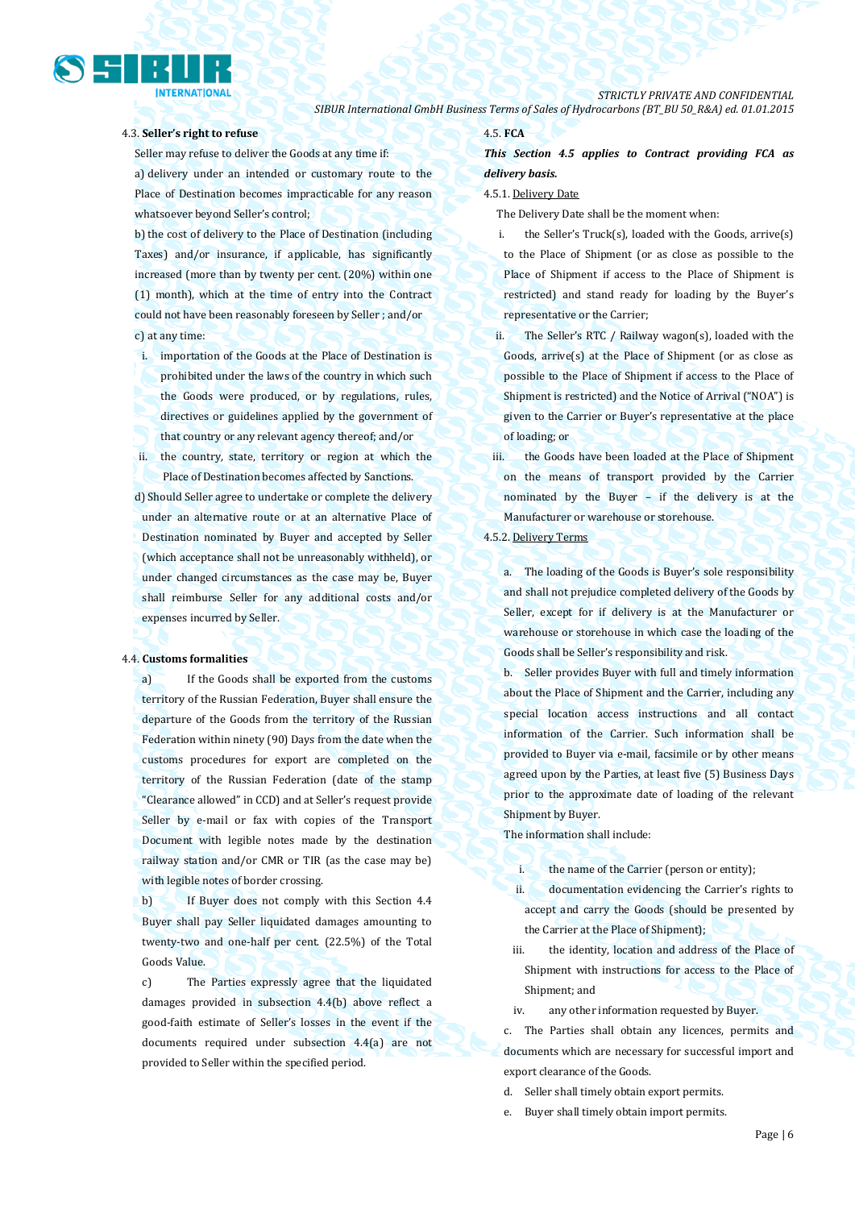4.3. **Seller's right to refuse**

Seller may refuse to deliver the Goods at any time if:

a) delivery under an intended or customary route to the Place of Destination becomes impracticable for any reason whatsoever beyond Seller's control;

b) the cost of delivery to the Place of Destination (including Taxes) and/or insurance, if applicable, has significantly increased (more than by twenty per cent. (20%) within one (1) month), which at the time of entry into the Contract could not have been reasonably foreseen by Seller ; and/or

c) at any time:

i. importation of the Goods at the Place of Destination is prohibited under the laws of the country in which such the Goods were produced, or by regulations, rules, directives or guidelines applied by the government of that country or any relevant agency thereof; and/or

ii. the country, state, territory or region at which the Place of Destination becomes affected by Sanctions.

d) Should Seller agree to undertake or complete the delivery under an alternative route or at an alternative Place of Destination nominated by Buyer and accepted by Seller (which acceptance shall not be unreasonably withheld), or under changed circumstances as the case may be, Buyer shall reimburse Seller for any additional costs and/or expenses incurred by Seller.

4.4. **Customs formalities**

a) If the Goods shall be exported from the customs territory of the Russian Federation, Buyer shall ensure the departure of the Goods from the territory of the Russian Federation within ninety (90) Days from the date when the customs procedures for export are completed on the territory of the Russian Federation (date of the stamp "Clearance allowed" in CCD) and at Seller's request provide Seller by e-mail or fax with copies of the Transport Document with legible notes made by the destination railway station and/or CMR or TIR (as the case may be) with legible notes of border crossing.

b) If Buyer does not comply with this Section 4.4 Buyer shall pay Seller liquidated damages amounting to twenty-two and one-half per cent. (22.5%) of the Total Goods Value.

c) The Parties expressly agree that the liquidated damages provided in subsection 4.4(b) above reflect a good-faith estimate of Seller's losses in the event if the documents required under subsection 4.4(a) are not provided to Seller within the specified period.

4.5. **FCA**

***This Section 4.5 applies to Contract providing FCA as delivery basis.***

4.5.1. Delivery Date

The Delivery Date shall be the moment when:

i. the Seller's Truck(s), loaded with the Goods, arrive(s) to the Place of Shipment (or as close as possible to the Place of Shipment if access to the Place of Shipment is restricted) and stand ready for loading by the Buyer's representative or the Carrier;

ii. The Seller's RTC / Railway wagon(s), loaded with the Goods, arrive(s) at the Place of Shipment (or as close as possible to the Place of Shipment if access to the Place of Shipment is restricted) and the Notice of Arrival ("NOA") is given to the Carrier or Buyer's representative at the place of loading; or

iii. the Goods have been loaded at the Place of Shipment on the means of transport provided by the Carrier nominated by the Buyer – if the delivery is at the Manufacturer or warehouse or storehouse.

4.5.2. Delivery Terms

a. The loading of the Goods is Buyer's sole responsibility and shall not prejudice completed delivery of the Goods by Seller, except for if delivery is at the Manufacturer or warehouse or storehouse in which case the loading of the Goods shall be Seller's responsibility and risk.

b. Seller provides Buyer with full and timely information about the Place of Shipment and the Carrier, including any special location access instructions and all contact information of the Carrier. Such information shall be provided to Buyer via e-mail, facsimile or by other means agreed upon by the Parties, at least five (5) Business Days prior to the approximate date of loading of the relevant Shipment by Buyer.

The information shall include:

i. the name of the Carrier (person or entity);

ii. documentation evidencing the Carrier's rights to accept and carry the Goods (should be presented by the Carrier at the Place of Shipment);

iii. the identity, location and address of the Place of Shipment with instructions for access to the Place of Shipment; and

iv. any other information requested by Buyer.

c. The Parties shall obtain any licences, permits and documents which are necessary for successful import and export clearance of the Goods.

d. Seller shall timely obtain export permits.

e. Buyer shall timely obtain import permits.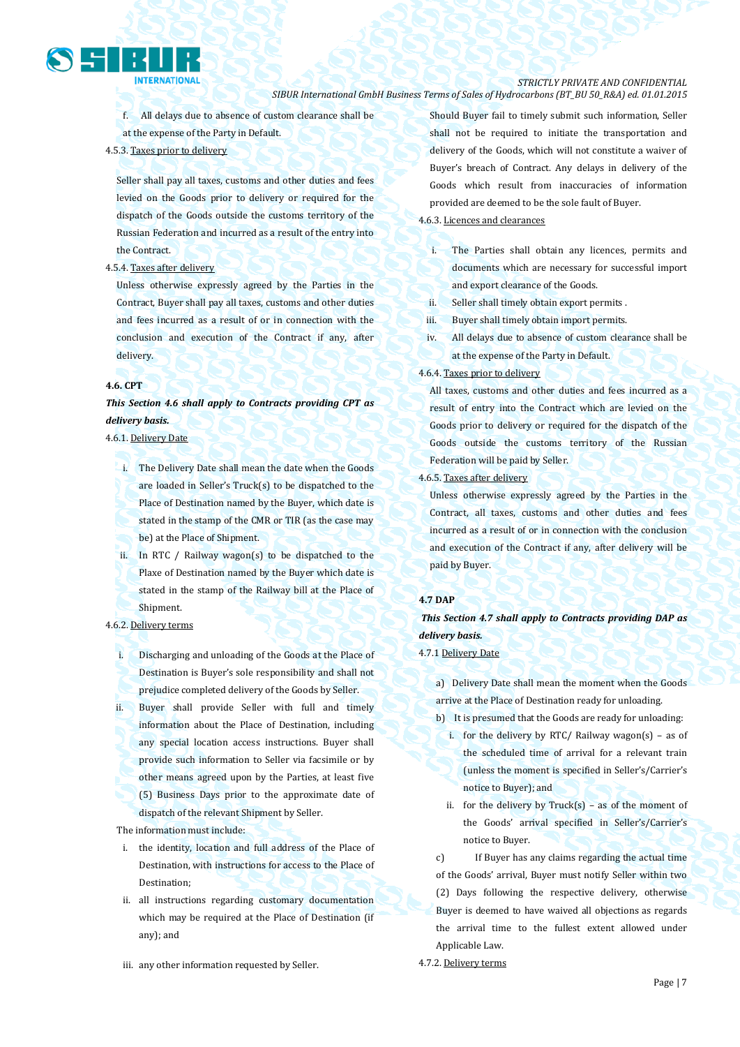f. All delays due to absence of custom clearance shall be at the expense of the Party in Default.

4.5.3. Taxes prior to delivery

Seller shall pay all taxes, customs and other duties and fees levied on the Goods prior to delivery or required for the dispatch of the Goods outside the customs territory of the Russian Federation and incurred as a result of the entry into the Contract.

4.5.4. Taxes after delivery

Unless otherwise expressly agreed by the Parties in the Contract, Buyer shall pay all taxes, customs and other duties and fees incurred as a result of or in connection with the conclusion and execution of the Contract if any, after delivery.

**4.6. CPT**

***This Section 4.6 shall apply to Contracts providing CPT as delivery basis.***

4.6.1. Delivery Date

i. The Delivery Date shall mean the date when the Goods are loaded in Seller's Truck(s) to be dispatched to the Place of Destination named by the Buyer, which date is stated in the stamp of the CMR or TIR (as the case may be) at the Place of Shipment.

ii. In RTC / Railway wagon(s) to be dispatched to the Plaxe of Destination named by the Buyer which date is stated in the stamp of the Railway bill at the Place of Shipment.

4.6.2. Delivery terms

i. Discharging and unloading of the Goods at the Place of Destination is Buyer's sole responsibility and shall not prejudice completed delivery of the Goods by Seller.

ii. Buyer shall provide Seller with full and timely information about the Place of Destination, including any special location access instructions. Buyer shall provide such information to Seller via facsimile or by other means agreed upon by the Parties, at least five (5) Business Days prior to the approximate date of dispatch of the relevant Shipment by Seller.

The information must include:

i. the identity, location and full address of the Place of Destination, with instructions for access to the Place of Destination;

ii. all instructions regarding customary documentation which may be required at the Place of Destination (if any); and

iii. any other information requested by Seller.

Should Buyer fail to timely submit such information, Seller shall not be required to initiate the transportation and delivery of the Goods, which will not constitute a waiver of Buyer's breach of Contract. Any delays in delivery of the Goods which result from inaccuracies of information provided are deemed to be the sole fault of Buyer.

4.6.3. Licences and clearances

i. The Parties shall obtain any licences, permits and documents which are necessary for successful import and export clearance of the Goods.

ii. Seller shall timely obtain export permits .

iii. Buyer shall timely obtain import permits.

iv. All delays due to absence of custom clearance shall be at the expense of the Party in Default.

4.6.4. Taxes prior to delivery

All taxes, customs and other duties and fees incurred as a result of entry into the Contract which are levied on the Goods prior to delivery or required for the dispatch of the Goods outside the customs territory of the Russian Federation will be paid by Seller.

4.6.5. Taxes after delivery

Unless otherwise expressly agreed by the Parties in the Contract, all taxes, customs and other duties and fees incurred as a result of or in connection with the conclusion and execution of the Contract if any, after delivery will be paid by Buyer.

**4.7 DAP**

***This Section 4.7 shall apply to Contracts providing DAP as delivery basis.***

4.7.1 Delivery Date

a) Delivery Date shall mean the moment when the Goods arrive at the Place of Destination ready for unloading.

b) It is presumed that the Goods are ready for unloading:

i. for the delivery by RTC/ Railway wagon(s) – as of the scheduled time of arrival for a relevant train (unless the moment is specified in Seller's/Carrier's notice to Buyer); and

ii. for the delivery by Truck(s) – as of the moment of the Goods' arrival specified in Seller's/Carrier's notice to Buyer.

c) If Buyer has any claims regarding the actual time of the Goods' arrival, Buyer must notify Seller within two (2) Days following the respective delivery, otherwise Buyer is deemed to have waived all objections as regards the arrival time to the fullest extent allowed under Applicable Law.

4.7.2. Delivery terms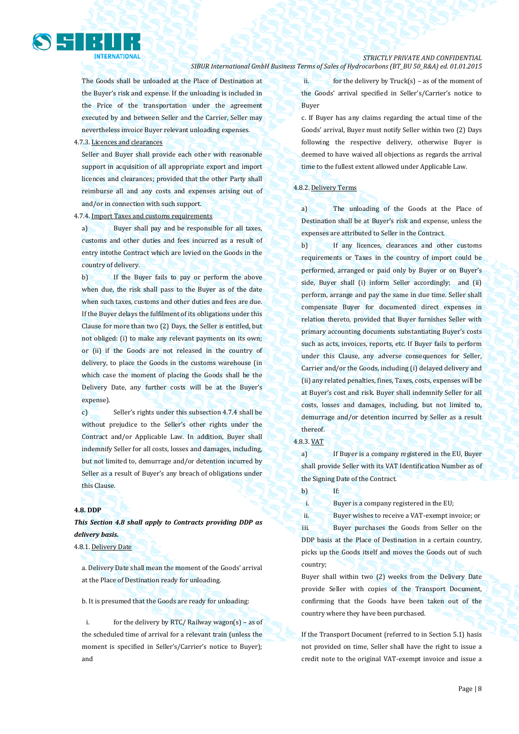The Goods shall be unloaded at the Place of Destination at the Buyer's risk and expense. If the unloading is included in the Price of the transportation under the agreement executed by and between Seller and the Carrier, Seller may nevertheless invoice Buyer relevant unloading expenses.

4.7.3. Licences and clearances

Seller and Buyer shall provide each other with reasonable support in acquisition of all appropriate export and import licences and clearances; provided that the other Party shall reimburse all and any costs and expenses arising out of and/or in connection with such support.

4.7.4. Import Taxes and customs requirements

a) Buyer shall pay and be responsible for all taxes, customs and other duties and fees incurred as a result of entry intothe Contract which are levied on the Goods in the country of delivery.

b) If the Buyer fails to pay or perform the above when due, the risk shall pass to the Buyer as of the date when such taxes, customs and other duties and fees are due. If the Buyer delays the fulfilment of its obligations under this Clause for more than two (2) Days, the Seller is entitled, but not obliged: (i) to make any relevant payments on its own; or (ii) if the Goods are not released in the country of delivery, to place the Goods in the customs warehouse (in which case the moment of placing the Goods shall be the Delivery Date, any further costs will be at the Buyer's expense).

c) Seller's rights under this subsection 4.7.4 shall be without prejudice to the Seller's other rights under the Contract and/or Applicable Law. In addition, Buyer shall indemnify Seller for all costs, losses and damages, including, but not limited to, demurrage and/or detention incurred by Seller as a result of Buyer's any breach of obligations under this Clause.

**4.8. DDP**

***This Section 4.8 shall apply to Contracts providing DDP as delivery basis.***

4.8.1. Delivery Date

a. Delivery Date shall mean the moment of the Goods' arrival at the Place of Destination ready for unloading.

b. It is presumed that the Goods are ready for unloading:

i. for the delivery by RTC/ Railway wagon(s) – as of the scheduled time of arrival for a relevant train (unless the moment is specified in Seller's/Carrier's notice to Buyer); and

ii. for the delivery by Truck(s) – as of the moment of the Goods' arrival specified in Seller's/Carrier's notice to Buyer

c. If Buyer has any claims regarding the actual time of the Goods' arrival, Buyer must notify Seller within two (2) Days following the respective delivery, otherwise Buyer is deemed to have waived all objections as regards the arrival time to the fullest extent allowed under Applicable Law.

4.8.2. Delivery Terms

a) The unloading of the Goods at the Place of Destination shall be at Buyer's risk and expense, unless the expenses are attributed to Seller in the Contract.

b) If any licences, clearances and other customs requirements or Taxes in the country of import could be performed, arranged or paid only by Buyer or on Buyer's side, Buyer shall (i) inform Seller accordingly; and (ii) perform, arrange and pay the same in due time. Seller shall compensate Buyer for documented direct expenses in relation thereto, provided that Buyer furnishes Seller with primary accounting documents substantiating Buyer's costs such as acts, invoices, reports, etc. If Buyer fails to perform under this Clause, any adverse consequences for Seller, Carrier and/or the Goods, including (i) delayed delivery and (ii) any related penalties, fines, Taxes, costs, expenses will be at Buyer's cost and risk. Buyer shall indemnify Seller for all costs, losses and damages, including, but not limited to, demurrage and/or detention incurred by Seller as a result thereof.

4.8.3. VAT

a) If Buyer is a company registered in the EU, Buyer shall provide Seller with its VAT Identification Number as of the Signing Date of the Contract.

b) If:

i. Buyer is a company registered in the EU;

ii. Buyer wishes to receive a VAT-exempt invoice; or

iii. Buyer purchases the Goods from Seller on the DDP basis at the Place of Destination in a certain country, picks up the Goods itself and moves the Goods out of such country;

Buyer shall within two (2) weeks from the Delivery Date provide Seller with copies of the Transport Document, confirming that the Goods have been taken out of the country where they have been purchased.

If the Transport Document (referred to in Section 5.1) hasis not provided on time, Seller shall have the right to issue a credit note to the original VAT-exempt invoice and issue a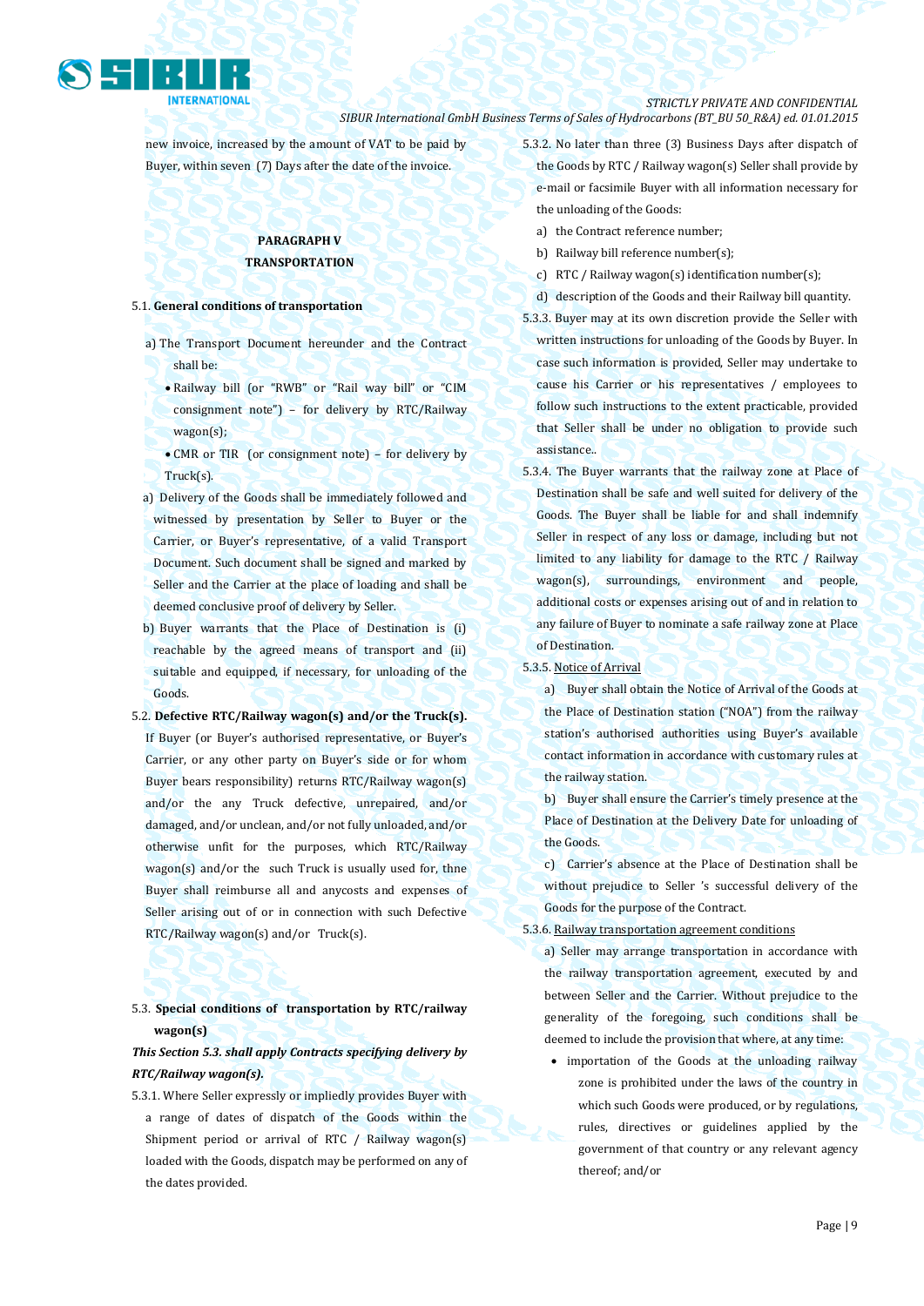new invoice, increased by the amount of VAT to be paid by Buyer, within seven (7) Days after the date of the invoice.

## PARAGRAPH V
## TRANSPORTATION

5.1. **General conditions of transportation**

a) The Transport Document hereunder and the Contract shall be:

- Railway bill (or "RWB" or "Rail way bill" or "CIM consignment note") – for delivery by RTC/Railway wagon(s);
- CMR or TIR (or consignment note) – for delivery by Truck(s).

a) Delivery of the Goods shall be immediately followed and witnessed by presentation by Seller to Buyer or the Carrier, or Buyer's representative, of a valid Transport Document. Such document shall be signed and marked by Seller and the Carrier at the place of loading and shall be deemed conclusive proof of delivery by Seller.

b) Buyer warrants that the Place of Destination is (i) reachable by the agreed means of transport and (ii) suitable and equipped, if necessary, for unloading of the Goods.

5.2. **Defective RTC/Railway wagon(s) and/or the Truck(s).** If Buyer (or Buyer's authorised representative, or Buyer's Carrier, or any other party on Buyer's side or for whom Buyer bears responsibility) returns RTC/Railway wagon(s) and/or the any Truck defective, unrepaired, and/or damaged, and/or unclean, and/or not fully unloaded, and/or otherwise unfit for the purposes, which RTC/Railway wagon(s) and/or the such Truck is usually used for, thne Buyer shall reimburse all and anycosts and expenses of Seller arising out of or in connection with such Defective RTC/Railway wagon(s) and/or Truck(s).

5.3. **Special conditions of transportation by RTC/railway wagon(s)**

***This Section 5.3. shall apply Contracts specifying delivery by RTC/Railway wagon(s).***

5.3.1. Where Seller expressly or impliedly provides Buyer with a range of dates of dispatch of the Goods within the Shipment period or arrival of RTC / Railway wagon(s) loaded with the Goods, dispatch may be performed on any of the dates provided.

5.3.2. No later than three (3) Business Days after dispatch of the Goods by RTC / Railway wagon(s) Seller shall provide by e-mail or facsimile Buyer with all information necessary for the unloading of the Goods:

a) the Contract reference number;

b) Railway bill reference number(s);

c) RTC / Railway wagon(s) identification number(s);

d) description of the Goods and their Railway bill quantity.

5.3.3. Buyer may at its own discretion provide the Seller with written instructions for unloading of the Goods by Buyer. In case such information is provided, Seller may undertake to cause his Carrier or his representatives / employees to follow such instructions to the extent practicable, provided that Seller shall be under no obligation to provide such assistance..

5.3.4. The Buyer warrants that the railway zone at Place of Destination shall be safe and well suited for delivery of the Goods. The Buyer shall be liable for and shall indemnify Seller in respect of any loss or damage, including but not limited to any liability for damage to the RTC / Railway wagon(s), surroundings, environment and people, additional costs or expenses arising out of and in relation to any failure of Buyer to nominate a safe railway zone at Place of Destination.

5.3.5. Notice of Arrival

a) Buyer shall obtain the Notice of Arrival of the Goods at the Place of Destination station ("NOA") from the railway station's authorised authorities using Buyer's available contact information in accordance with customary rules at the railway station.

b) Buyer shall ensure the Carrier's timely presence at the Place of Destination at the Delivery Date for unloading of the Goods.

c) Carrier's absence at the Place of Destination shall be without prejudice to Seller 's successful delivery of the Goods for the purpose of the Contract.

5.3.6. Railway transportation agreement conditions

a) Seller may arrange transportation in accordance with the railway transportation agreement, executed by and between Seller and the Carrier. Without prejudice to the generality of the foregoing, such conditions shall be deemed to include the provision that where, at any time:

- importation of the Goods at the unloading railway zone is prohibited under the laws of the country in which such Goods were produced, or by regulations, rules, directives or guidelines applied by the government of that country or any relevant agency thereof; and/or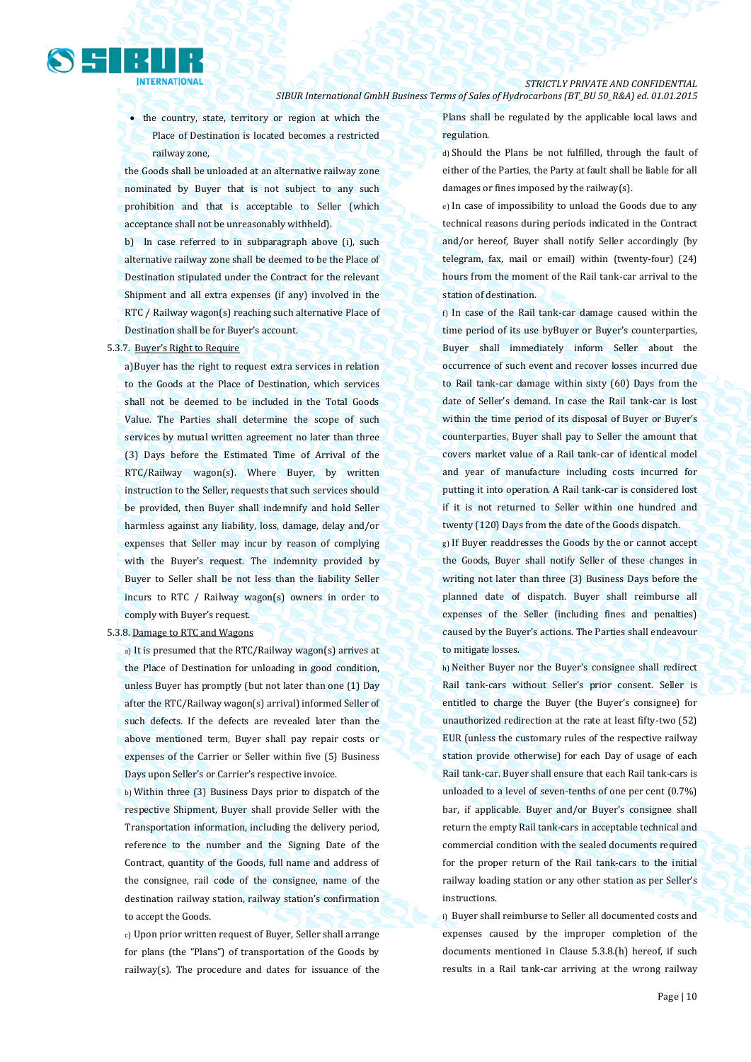- the country, state, territory or region at which the Place of Destination is located becomes a restricted railway zone,

the Goods shall be unloaded at an alternative railway zone nominated by Buyer that is not subject to any such prohibition and that is acceptable to Seller (which acceptance shall not be unreasonably withheld).

b) In case referred to in subparagraph above (i), such alternative railway zone shall be deemed to be the Place of Destination stipulated under the Contract for the relevant Shipment and all extra expenses (if any) involved in the RTC / Railway wagon(s) reaching such alternative Place of Destination shall be for Buyer's account.

5.3.7. Buyer's Right to Require

a)Buyer has the right to request extra services in relation to the Goods at the Place of Destination, which services shall not be deemed to be included in the Total Goods Value. The Parties shall determine the scope of such services by mutual written agreement no later than three (3) Days before the Estimated Time of Arrival of the RTC/Railway wagon(s). Where Buyer, by written instruction to the Seller, requests that such services should be provided, then Buyer shall indemnify and hold Seller harmless against any liability, loss, damage, delay and/or expenses that Seller may incur by reason of complying with the Buyer's request. The indemnity provided by Buyer to Seller shall be not less than the liability Seller incurs to RTC / Railway wagon(s) owners in order to comply with Buyer's request.

5.3.8. Damage to RTC and Wagons

a) It is presumed that the RTC/Railway wagon(s) arrives at the Place of Destination for unloading in good condition, unless Buyer has promptly (but not later than one (1) Day after the RTC/Railway wagon(s) arrival) informed Seller of such defects. If the defects are revealed later than the above mentioned term, Buyer shall pay repair costs or expenses of the Carrier or Seller within five (5) Business Days upon Seller's or Carrier's respective invoice.

b) Within three (3) Business Days prior to dispatch of the respective Shipment, Buyer shall provide Seller with the Transportation information, including the delivery period, reference to the number and the Signing Date of the Contract, quantity of the Goods, full name and address of the consignee, rail code of the consignee, name of the destination railway station, railway station's confirmation to accept the Goods.

c) Upon prior written request of Buyer, Seller shall arrange for plans (the "Plans") of transportation of the Goods by railway(s). The procedure and dates for issuance of the Plans shall be regulated by the applicable local laws and regulation.

d) Should the Plans be not fulfilled, through the fault of either of the Parties, the Party at fault shall be liable for all damages or fines imposed by the railway(s).

e) In case of impossibility to unload the Goods due to any technical reasons during periods indicated in the Contract and/or hereof, Buyer shall notify Seller accordingly (by telegram, fax, mail or email) within (twenty-four) (24) hours from the moment of the Rail tank-car arrival to the station of destination.

f) In case of the Rail tank-car damage caused within the time period of its use byBuyer or Buyer's counterparties, Buyer shall immediately inform Seller about the occurrence of such event and recover losses incurred due to Rail tank-car damage within sixty (60) Days from the date of Seller's demand. In case the Rail tank-car is lost within the time period of its disposal of Buyer or Buyer's counterparties, Buyer shall pay to Seller the amount that covers market value of a Rail tank-car of identical model and year of manufacture including costs incurred for putting it into operation. A Rail tank-car is considered lost if it is not returned to Seller within one hundred and twenty (120) Days from the date of the Goods dispatch.

g) If Buyer readdresses the Goods by the or cannot accept the Goods, Buyer shall notify Seller of these changes in writing not later than three (3) Business Days before the planned date of dispatch. Buyer shall reimburse all expenses of the Seller (including fines and penalties) caused by the Buyer's actions. The Parties shall endeavour to mitigate losses.

h) Neither Buyer nor the Buyer's consignee shall redirect Rail tank-cars without Seller's prior consent. Seller is entitled to charge the Buyer (the Buyer's consignee) for unauthorized redirection at the rate at least fifty-two (52) EUR (unless the customary rules of the respective railway station provide otherwise) for each Day of usage of each Rail tank-car. Buyer shall ensure that each Rail tank-cars is unloaded to a level of seven-tenths of one per cent (0.7%) bar, if applicable. Buyer and/or Buyer's consignee shall return the empty Rail tank-cars in acceptable technical and commercial condition with the sealed documents required for the proper return of the Rail tank-cars to the initial railway loading station or any other station as per Seller's instructions.

i) Buyer shall reimburse to Seller all documented costs and expenses caused by the improper completion of the documents mentioned in Clause 5.3.8.(h) hereof, if such results in a Rail tank-car arriving at the wrong railway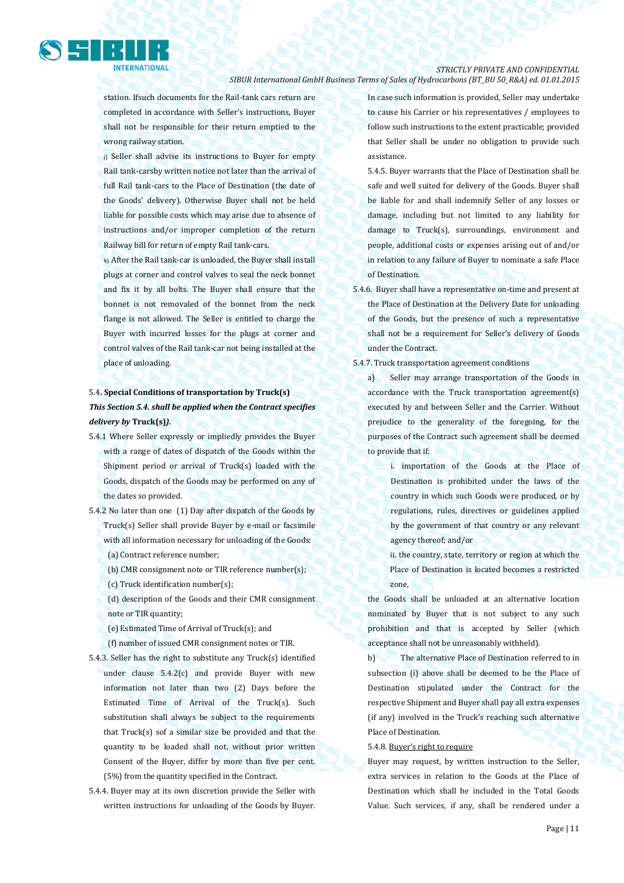station. Ifsuch documents for the Rail-tank cars return are completed in accordance with Seller's instructions, Buyer shall not be responsible for their return emptied to the wrong railway station.

j) Seller shall advise its instructions to Buyer for empty Rail tank-carsby written notice not later than the arrival of full Rail tank-cars to the Place of Destination (the date of the Goods' delivery). Otherwise Buyer shall not be held liable for possible costs which may arise due to absence of instructions and/or improper completion of the return Railway bill for return of empty Rail tank-cars.

k) After the Rail tank-car is unloaded, the Buyer shall install plugs at corner and control valves to seal the neck bonnet and fix it by all bolts. The Buyer shall ensure that the bonnet is not removaled of the bonnet from the neck flange is not allowed. The Seller is entitled to charge the Buyer with incurred losses for the plugs at corner and control valves of the Rail tank-car not being installed at the place of unloading.

## 5.4. Special Conditions of transportation by Truck(s)

***This Section 5.4. shall be applied when the Contract specifies delivery by* Truck(s)*).***

5.4.1 Where Seller expressly or impliedly provides the Buyer with a range of dates of dispatch of the Goods within the Shipment period or arrival of Truck(s) loaded with the Goods, dispatch of the Goods may be performed on any of the dates so provided.

5.4.2 No later than one (1) Day after dispatch of the Goods by Truck(s) Seller shall provide Buyer by e-mail or facsimile with all information necessary for unloading of the Goods:

(a) Contract reference number;

(b) CMR consignment note or TIR reference number(s);

(c) Truck identification number(s);

(d) description of the Goods and their CMR consignment note or TIR quantity;

(e) Estimated Time of Arrival of Truck(s); and

(f) number of issued CMR consignment notes or TIR.

5.4.3. Seller has the right to substitute any Truck(s) identified under clause 5.4.2(c) and provide Buyer with new information not later than two (2) Days before the Estimated Time of Arrival of the Truck(s). Such substitution shall always be subject to the requirements that Truck(s) sof a similar size be provided and that the quantity to be loaded shall not, without prior written Consent of the Buyer, differ by more than five per cent. (5%) from the quantity specified in the Contract.

5.4.4. Buyer may at its own discretion provide the Seller with written instructions for unloading of the Goods by Buyer. In case such information is provided, Seller may undertake to cause his Carrier or his representatives / employees to follow such instructions to the extent practicable; provided that Seller shall be under no obligation to provide such assistance.

5.4.5. Buyer warrants that the Place of Destination shall be safe and well suited for delivery of the Goods. Buyer shall be liable for and shall indemnify Seller of any losses or damage, including but not limited to any liability for damage to Truck(s), surroundings, environment and people, additional costs or expenses arising out of and/or in relation to any failure of Buyer to nominate a safe Place of Destination.

5.4.6. Buyer shall have a representative on-time and present at the Place of Destination at the Delivery Date for unloading of the Goods, but the presence of such a representative shall not be a requirement for Seller's delivery of Goods under the Contract.

5.4.7. Truck transportation agreement conditions

a) Seller may arrange transportation of the Goods in accordance with the Truck transportation agreement(s) executed by and between Seller and the Carrier. Without prejudice to the generality of the foregoing, for the purposes of the Contract such agreement shall be deemed to provide that if:

i. importation of the Goods at the Place of Destination is prohibited under the laws of the country in which such Goods were produced, or by regulations, rules, directives or guidelines applied by the government of that country or any relevant agency thereof; and/or

ii. the country, state, territory or region at which the Place of Destination is located becomes a restricted zone,

the Goods shall be unloaded at an alternative location nominated by Buyer that is not subject to any such prohibition and that is accepted by Seller (which acceptance shall not be unreasonably withheld).

b) The alternative Place of Destination referred to in subsection (i) above shall be deemed to be the Place of Destination stipulated under the Contract for the respective Shipment and Buyer shall pay all extra expenses (if any) involved in the Truck's reaching such alternative Place of Destination.

5.4.8. <u>Buyer's right to require</u>

Buyer may request, by written instruction to the Seller, extra services in relation to the Goods at the Place of Destination which shall be included in the Total Goods Value. Such services, if any, shall be rendered under a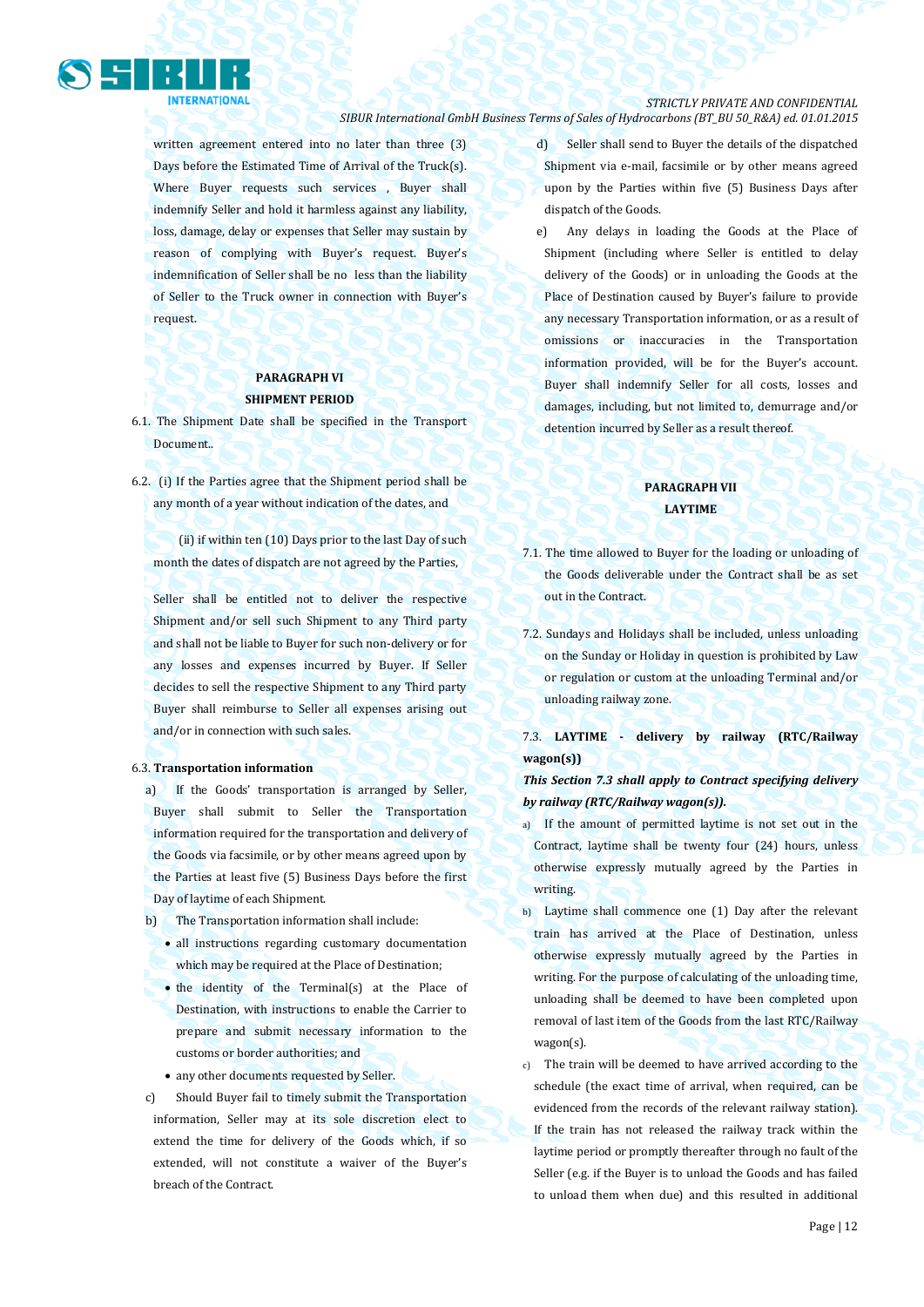written agreement entered into no later than three (3) Days before the Estimated Time of Arrival of the Truck(s). Where Buyer requests such services , Buyer shall indemnify Seller and hold it harmless against any liability, loss, damage, delay or expenses that Seller may sustain by reason of complying with Buyer's request. Buyer's indemnification of Seller shall be no less than the liability of Seller to the Truck owner in connection with Buyer's request.

## PARAGRAPH VI
## SHIPMENT PERIOD

6.1. The Shipment Date shall be specified in the Transport Document..

6.2. (i) If the Parties agree that the Shipment period shall be any month of a year without indication of the dates, and

(ii) if within ten (10) Days prior to the last Day of such month the dates of dispatch are not agreed by the Parties,

Seller shall be entitled not to deliver the respective Shipment and/or sell such Shipment to any Third party and shall not be liable to Buyer for such non-delivery or for any losses and expenses incurred by Buyer. If Seller decides to sell the respective Shipment to any Third party Buyer shall reimburse to Seller all expenses arising out and/or in connection with such sales.

6.3. **Transportation information**

a) If the Goods' transportation is arranged by Seller, Buyer shall submit to Seller the Transportation information required for the transportation and delivery of the Goods via facsimile, or by other means agreed upon by the Parties at least five (5) Business Days before the first Day of laytime of each Shipment.

b) The Transportation information shall include:

- all instructions regarding customary documentation which may be required at the Place of Destination;
- the identity of the Terminal(s) at the Place of Destination, with instructions to enable the Carrier to prepare and submit necessary information to the customs or border authorities; and
- any other documents requested by Seller.

c) Should Buyer fail to timely submit the Transportation information, Seller may at its sole discretion elect to extend the time for delivery of the Goods which, if so extended, will not constitute a waiver of the Buyer's breach of the Contract.

d) Seller shall send to Buyer the details of the dispatched Shipment via e-mail, facsimile or by other means agreed upon by the Parties within five (5) Business Days after dispatch of the Goods.

e) Any delays in loading the Goods at the Place of Shipment (including where Seller is entitled to delay delivery of the Goods) or in unloading the Goods at the Place of Destination caused by Buyer's failure to provide any necessary Transportation information, or as a result of omissions or inaccuracies in the Transportation information provided, will be for the Buyer's account. Buyer shall indemnify Seller for all costs, losses and damages, including, but not limited to, demurrage and/or detention incurred by Seller as a result thereof.

## PARAGRAPH VII
## LAYTIME

7.1. The time allowed to Buyer for the loading or unloading of the Goods deliverable under the Contract shall be as set out in the Contract.

7.2. Sundays and Holidays shall be included, unless unloading on the Sunday or Holiday in question is prohibited by Law or regulation or custom at the unloading Terminal and/or unloading railway zone.

7.3. **LAYTIME - delivery by railway (RTC/Railway wagon(s))**

***This Section 7.3 shall apply to Contract specifying delivery by railway (RTC/Railway wagon(s)).***

a) If the amount of permitted laytime is not set out in the Contract, laytime shall be twenty four (24) hours, unless otherwise expressly mutually agreed by the Parties in writing.

b) Laytime shall commence one (1) Day after the relevant train has arrived at the Place of Destination, unless otherwise expressly mutually agreed by the Parties in writing. For the purpose of calculating of the unloading time, unloading shall be deemed to have been completed upon removal of last item of the Goods from the last RTC/Railway wagon(s).

c) The train will be deemed to have arrived according to the schedule (the exact time of arrival, when required, can be evidenced from the records of the relevant railway station). If the train has not released the railway track within the laytime period or promptly thereafter through no fault of the Seller (e.g. if the Buyer is to unload the Goods and has failed to unload them when due) and this resulted in additional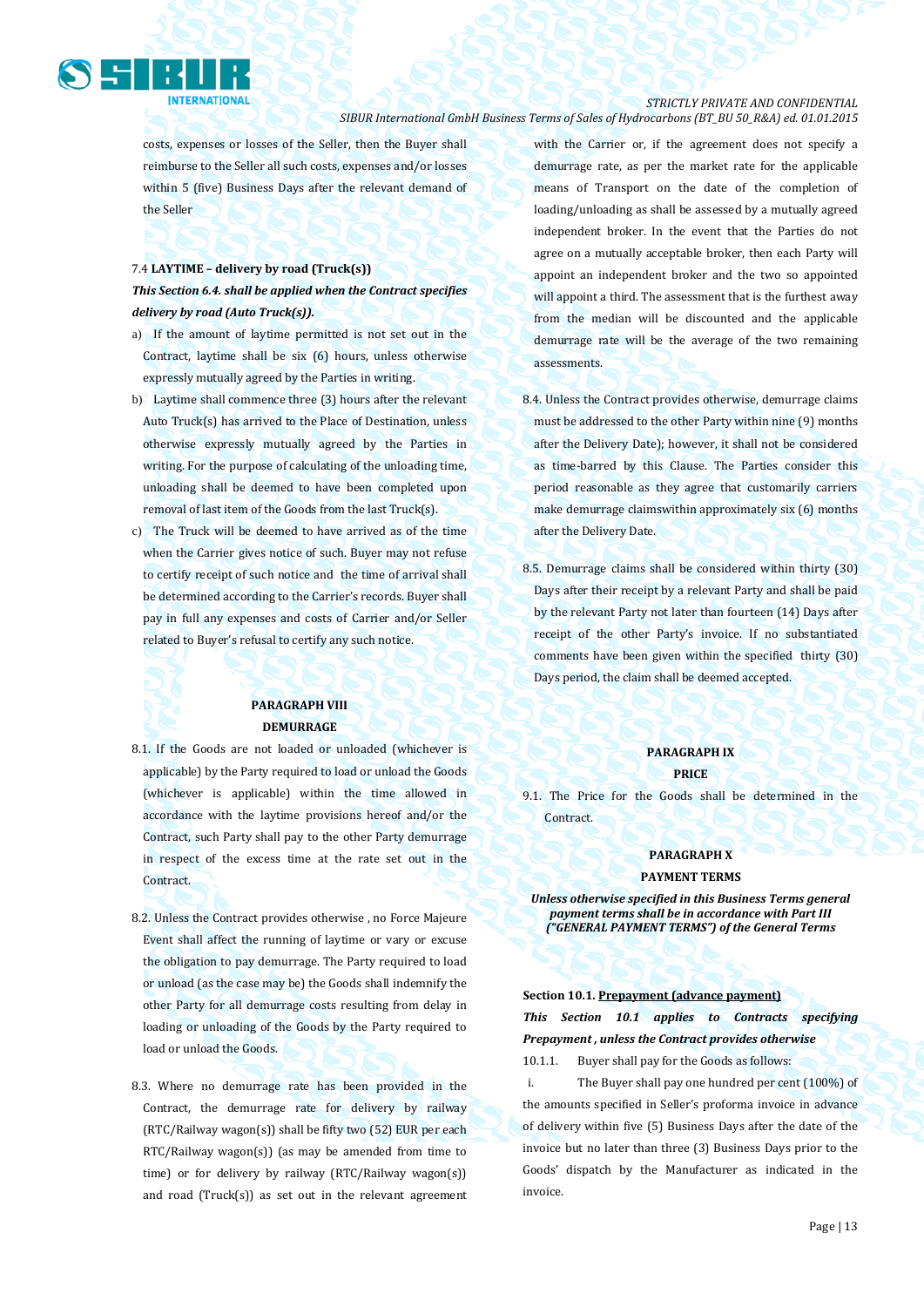costs, expenses or losses of the Seller, then the Buyer shall reimburse to the Seller all such costs, expenses and/or losses within 5 (five) Business Days after the relevant demand of the Seller

7.4 **LAYTIME – delivery by road (Truck(s))**

***This Section 6.4. shall be applied when the Contract specifies delivery by road (Auto Truck(s)).***

a) If the amount of laytime permitted is not set out in the Contract, laytime shall be six (6) hours, unless otherwise expressly mutually agreed by the Parties in writing.

b) Laytime shall commence three (3) hours after the relevant Auto Truck(s) has arrived to the Place of Destination, unless otherwise expressly mutually agreed by the Parties in writing. For the purpose of calculating of the unloading time, unloading shall be deemed to have been completed upon removal of last item of the Goods from the last Truck(s).

c) The Truck will be deemed to have arrived as of the time when the Carrier gives notice of such. Buyer may not refuse to certify receipt of such notice and the time of arrival shall be determined according to the Carrier's records. Buyer shall pay in full any expenses and costs of Carrier and/or Seller related to Buyer's refusal to certify any such notice.

## PARAGRAPH VIII
## DEMURRAGE

8.1. If the Goods are not loaded or unloaded (whichever is applicable) by the Party required to load or unload the Goods (whichever is applicable) within the time allowed in accordance with the laytime provisions hereof and/or the Contract, such Party shall pay to the other Party demurrage in respect of the excess time at the rate set out in the Contract.

8.2. Unless the Contract provides otherwise , no Force Majeure Event shall affect the running of laytime or vary or excuse the obligation to pay demurrage. The Party required to load or unload (as the case may be) the Goods shall indemnify the other Party for all demurrage costs resulting from delay in loading or unloading of the Goods by the Party required to load or unload the Goods.

8.3. Where no demurrage rate has been provided in the Contract, the demurrage rate for delivery by railway (RTC/Railway wagon(s)) shall be fifty two (52) EUR per each RTC/Railway wagon(s)) (as may be amended from time to time) or for delivery by railway (RTC/Railway wagon(s)) and road (Truck(s)) as set out in the relevant agreement with the Carrier or, if the agreement does not specify a demurrage rate, as per the market rate for the applicable means of Transport on the date of the completion of loading/unloading as shall be assessed by a mutually agreed independent broker. In the event that the Parties do not agree on a mutually acceptable broker, then each Party will appoint an independent broker and the two so appointed will appoint a third. The assessment that is the furthest away from the median will be discounted and the applicable demurrage rate will be the average of the two remaining assessments.

8.4. Unless the Contract provides otherwise, demurrage claims must be addressed to the other Party within nine (9) months after the Delivery Date); however, it shall not be considered as time-barred by this Clause. The Parties consider this period reasonable as they agree that customarily carriers make demurrage claimswithin approximately six (6) months after the Delivery Date.

8.5. Demurrage claims shall be considered within thirty (30) Days after their receipt by a relevant Party and shall be paid by the relevant Party not later than fourteen (14) Days after receipt of the other Party's invoice. If no substantiated comments have been given within the specified thirty (30) Days period, the claim shall be deemed accepted.

## PARAGRAPH IX
## PRICE

9.1. The Price for the Goods shall be determined in the Contract.

## PARAGRAPH X
## PAYMENT TERMS

***Unless otherwise specified in this Business Terms general payment terms shall be in accordance with Part III ("GENERAL PAYMENT TERMS") of the General Terms***

**Section 10.1. Prepayment (advance payment)**

***This Section 10.1 applies to Contracts specifying Prepayment , unless the Contract provides otherwise***

10.1.1. Buyer shall pay for the Goods as follows:

i. The Buyer shall pay one hundred per cent (100%) of the amounts specified in Seller's proforma invoice in advance of delivery within five (5) Business Days after the date of the invoice but no later than three (3) Business Days prior to the Goods' dispatch by the Manufacturer as indicated in the invoice.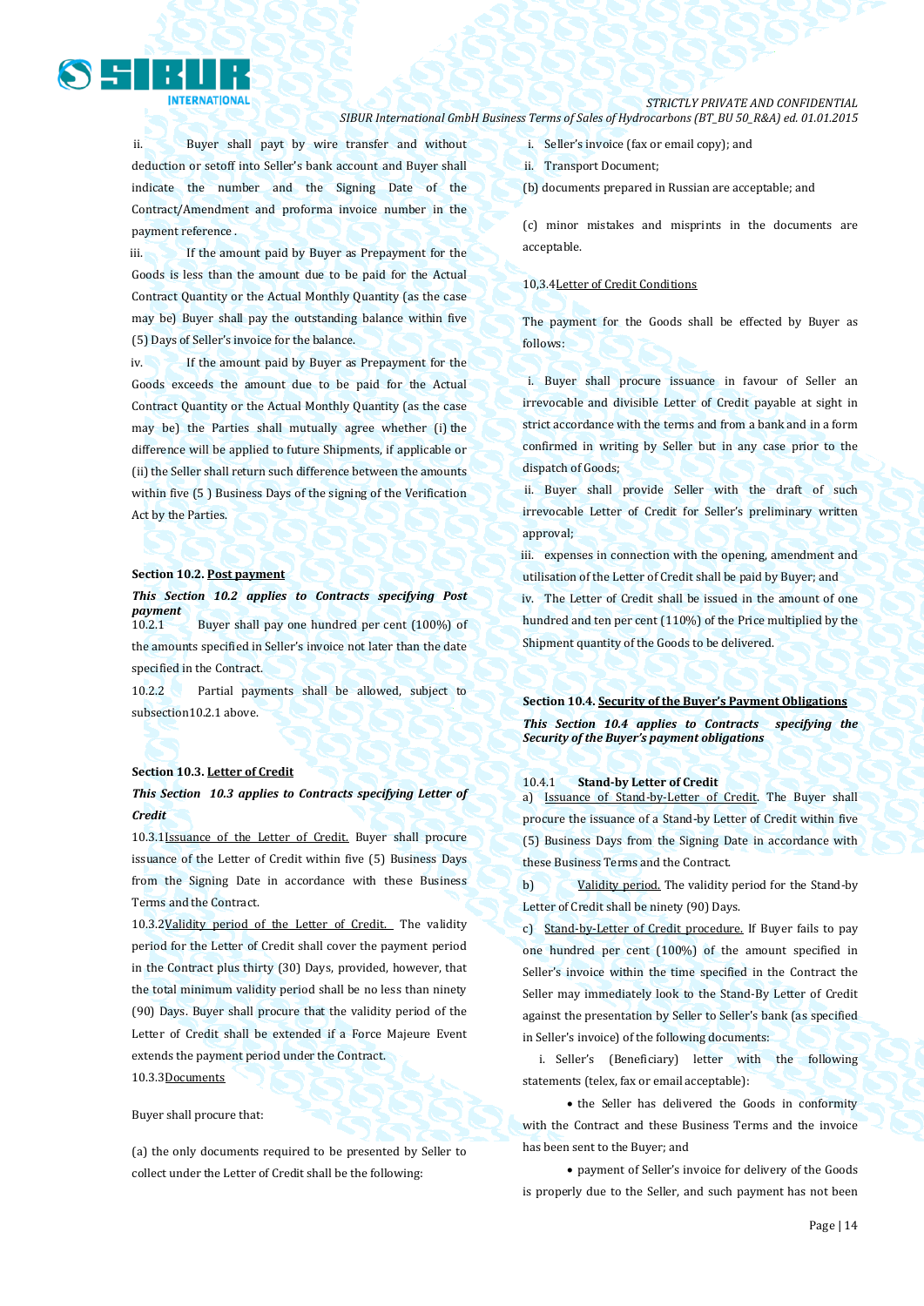ii. Buyer shall payt by wire transfer and without deduction or setoff into Seller's bank account and Buyer shall indicate the number and the Signing Date of the Contract/Amendment and proforma invoice number in the payment reference .

iii. If the amount paid by Buyer as Prepayment for the Goods is less than the amount due to be paid for the Actual Contract Quantity or the Actual Monthly Quantity (as the case may be) Buyer shall pay the outstanding balance within five (5) Days of Seller's invoice for the balance.

iv. If the amount paid by Buyer as Prepayment for the Goods exceeds the amount due to be paid for the Actual Contract Quantity or the Actual Monthly Quantity (as the case may be) the Parties shall mutually agree whether (i) the difference will be applied to future Shipments, if applicable or (ii) the Seller shall return such difference between the amounts within five (5 ) Business Days of the signing of the Verification Act by the Parties.

**Section 10.2.** **Post payment**

***This Section 10.2 applies to Contracts specifying Post payment***

10.2.1 Buyer shall pay one hundred per cent (100%) of the amounts specified in Seller's invoice not later than the date specified in the Contract.

10.2.2 Partial payments shall be allowed, subject to subsection10.2.1 above.

**Section 10.3.** **Letter of Credit**

***This Section 10.3 applies to Contracts specifying Letter of Credit***

10.3.1Issuance of the Letter of Credit. Buyer shall procure issuance of the Letter of Credit within five (5) Business Days from the Signing Date in accordance with these Business Terms and the Contract.

10.3.2Validity period of the Letter of Credit. The validity period for the Letter of Credit shall cover the payment period in the Contract plus thirty (30) Days, provided, however, that the total minimum validity period shall be no less than ninety (90) Days. Buyer shall procure that the validity period of the Letter of Credit shall be extended if a Force Majeure Event extends the payment period under the Contract.

10.3.3Documents

Buyer shall procure that:

(a) the only documents required to be presented by Seller to collect under the Letter of Credit shall be the following:

i. Seller's invoice (fax or email copy); and

ii. Transport Document;

(b) documents prepared in Russian are acceptable; and

(c) minor mistakes and misprints in the documents are acceptable.

10,3.4Letter of Credit Conditions

The payment for the Goods shall be effected by Buyer as follows:

i. Buyer shall procure issuance in favour of Seller an irrevocable and divisible Letter of Credit payable at sight in strict accordance with the terms and from a bank and in a form confirmed in writing by Seller but in any case prior to the dispatch of Goods;

ii. Buyer shall provide Seller with the draft of such irrevocable Letter of Credit for Seller's preliminary written approval;

iii. expenses in connection with the opening, amendment and utilisation of the Letter of Credit shall be paid by Buyer; and

iv. The Letter of Credit shall be issued in the amount of one hundred and ten per cent (110%) of the Price multiplied by the Shipment quantity of the Goods to be delivered.

**Section 10.4.** **Security of the Buyer's Payment Obligations**

***This Section 10.4 applies to Contracts specifying the Security of the Buyer's payment obligations***

10.4.1 **Stand-by Letter of Credit**

a) Issuance of Stand-by-Letter of Credit. The Buyer shall procure the issuance of a Stand-by Letter of Credit within five (5) Business Days from the Signing Date in accordance with these Business Terms and the Contract.

b) Validity period. The validity period for the Stand-by Letter of Credit shall be ninety (90) Days.

c) Stand-by-Letter of Credit procedure. If Buyer fails to pay one hundred per cent (100%) of the amount specified in Seller's invoice within the time specified in the Contract the Seller may immediately look to the Stand-By Letter of Credit against the presentation by Seller to Seller's bank (as specified in Seller's invoice) of the following documents:

i. Seller's (Beneficiary) letter with the following statements (telex, fax or email acceptable):

- the Seller has delivered the Goods in conformity with the Contract and these Business Terms and the invoice has been sent to the Buyer; and
- payment of Seller's invoice for delivery of the Goods is properly due to the Seller, and such payment has not been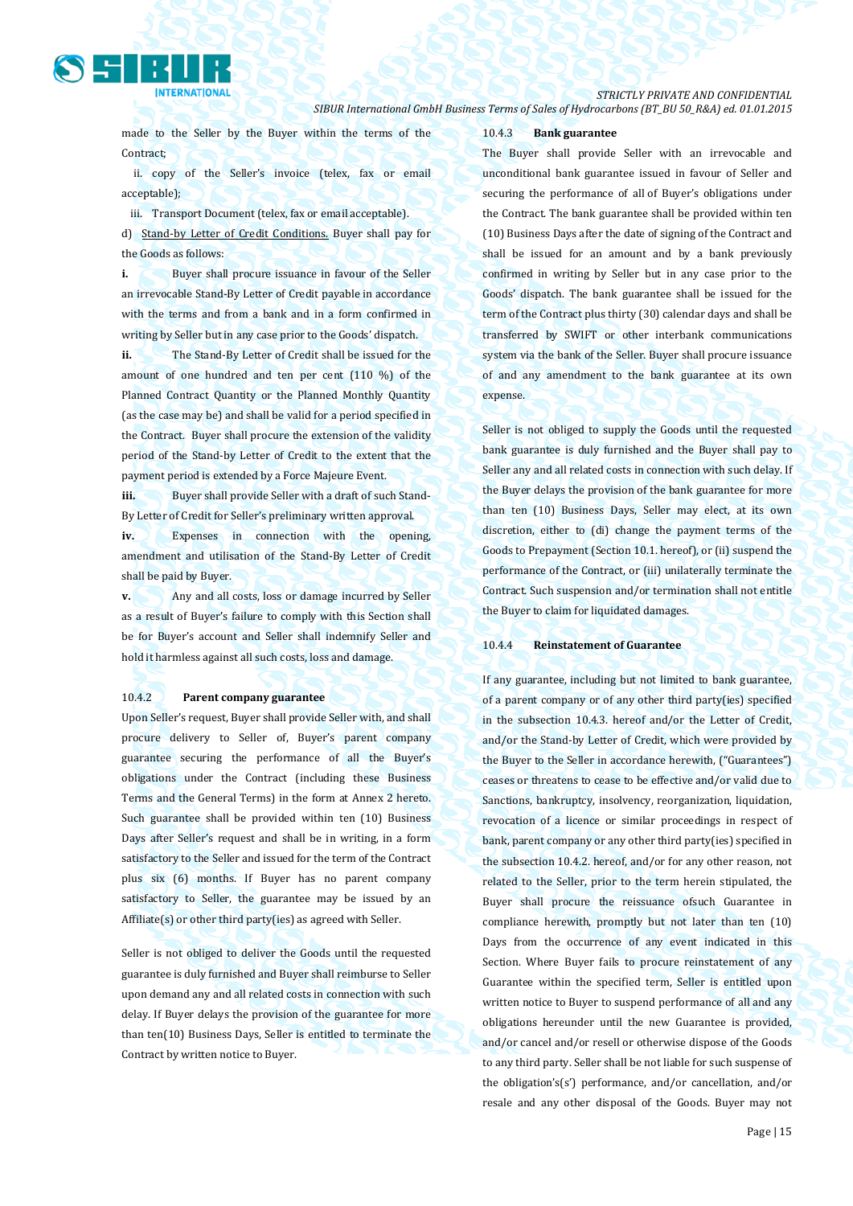made to the Seller by the Buyer within the terms of the Contract;

ii. copy of the Seller's invoice (telex, fax or email acceptable);

iii. Transport Document (telex, fax or email acceptable).

d) Stand-by Letter of Credit Conditions. Buyer shall pay for the Goods as follows:

**i.** Buyer shall procure issuance in favour of the Seller an irrevocable Stand-By Letter of Credit payable in accordance with the terms and from a bank and in a form confirmed in writing by Seller but in any case prior to the Goods' dispatch.

**ii.** The Stand-By Letter of Credit shall be issued for the amount of one hundred and ten per cent (110 %) of the Planned Contract Quantity or the Planned Monthly Quantity (as the case may be) and shall be valid for a period specified in the Contract. Buyer shall procure the extension of the validity period of the Stand-by Letter of Credit to the extent that the payment period is extended by a Force Majeure Event.

**iii.** Buyer shall provide Seller with a draft of such Stand-By Letter of Credit for Seller's preliminary written approval.

**iv.** Expenses in connection with the opening, amendment and utilisation of the Stand-By Letter of Credit shall be paid by Buyer.

**v.** Any and all costs, loss or damage incurred by Seller as a result of Buyer's failure to comply with this Section shall be for Buyer's account and Seller shall indemnify Seller and hold it harmless against all such costs, loss and damage.

10.4.2 **Parent company guarantee**

Upon Seller's request, Buyer shall provide Seller with, and shall procure delivery to Seller of, Buyer's parent company guarantee securing the performance of all the Buyer's obligations under the Contract (including these Business Terms and the General Terms) in the form at Annex 2 hereto. Such guarantee shall be provided within ten (10) Business Days after Seller's request and shall be in writing, in a form satisfactory to the Seller and issued for the term of the Contract plus six (6) months. If Buyer has no parent company satisfactory to Seller, the guarantee may be issued by an Affiliate(s) or other third party(ies) as agreed with Seller.

Seller is not obliged to deliver the Goods until the requested guarantee is duly furnished and Buyer shall reimburse to Seller upon demand any and all related costs in connection with such delay. If Buyer delays the provision of the guarantee for more than ten(10) Business Days, Seller is entitled to terminate the Contract by written notice to Buyer.

10.4.3 **Bank guarantee**

The Buyer shall provide Seller with an irrevocable and unconditional bank guarantee issued in favour of Seller and securing the performance of all of Buyer's obligations under the Contract. The bank guarantee shall be provided within ten (10) Business Days after the date of signing of the Contract and shall be issued for an amount and by a bank previously confirmed in writing by Seller but in any case prior to the Goods' dispatch. The bank guarantee shall be issued for the term of the Contract plus thirty (30) calendar days and shall be transferred by SWIFT or other interbank communications system via the bank of the Seller. Buyer shall procure issuance of and any amendment to the bank guarantee at its own expense.

Seller is not obliged to supply the Goods until the requested bank guarantee is duly furnished and the Buyer shall pay to Seller any and all related costs in connection with such delay. If the Buyer delays the provision of the bank guarantee for more than ten (10) Business Days, Seller may elect, at its own discretion, either to (di) change the payment terms of the Goods to Prepayment (Section 10.1. hereof), or (ii) suspend the performance of the Contract, or (iii) unilaterally terminate the Contract. Such suspension and/or termination shall not entitle the Buyer to claim for liquidated damages.

10.4.4 **Reinstatement of Guarantee**

If any guarantee, including but not limited to bank guarantee, of a parent company or of any other third party(ies) specified in the subsection 10.4.3. hereof and/or the Letter of Credit, and/or the Stand-by Letter of Credit, which were provided by the Buyer to the Seller in accordance herewith, ("Guarantees") ceases or threatens to cease to be effective and/or valid due to Sanctions, bankruptcy, insolvency, reorganization, liquidation, revocation of a licence or similar proceedings in respect of bank, parent company or any other third party(ies) specified in the subsection 10.4.2. hereof, and/or for any other reason, not related to the Seller, prior to the term herein stipulated, the Buyer shall procure the reissuance ofsuch Guarantee in compliance herewith, promptly but not later than ten (10) Days from the occurrence of any event indicated in this Section. Where Buyer fails to procure reinstatement of any Guarantee within the specified term, Seller is entitled upon written notice to Buyer to suspend performance of all and any obligations hereunder until the new Guarantee is provided, and/or cancel and/or resell or otherwise dispose of the Goods to any third party. Seller shall be not liable for such suspense of the obligation's(s') performance, and/or cancellation, and/or resale and any other disposal of the Goods. Buyer may not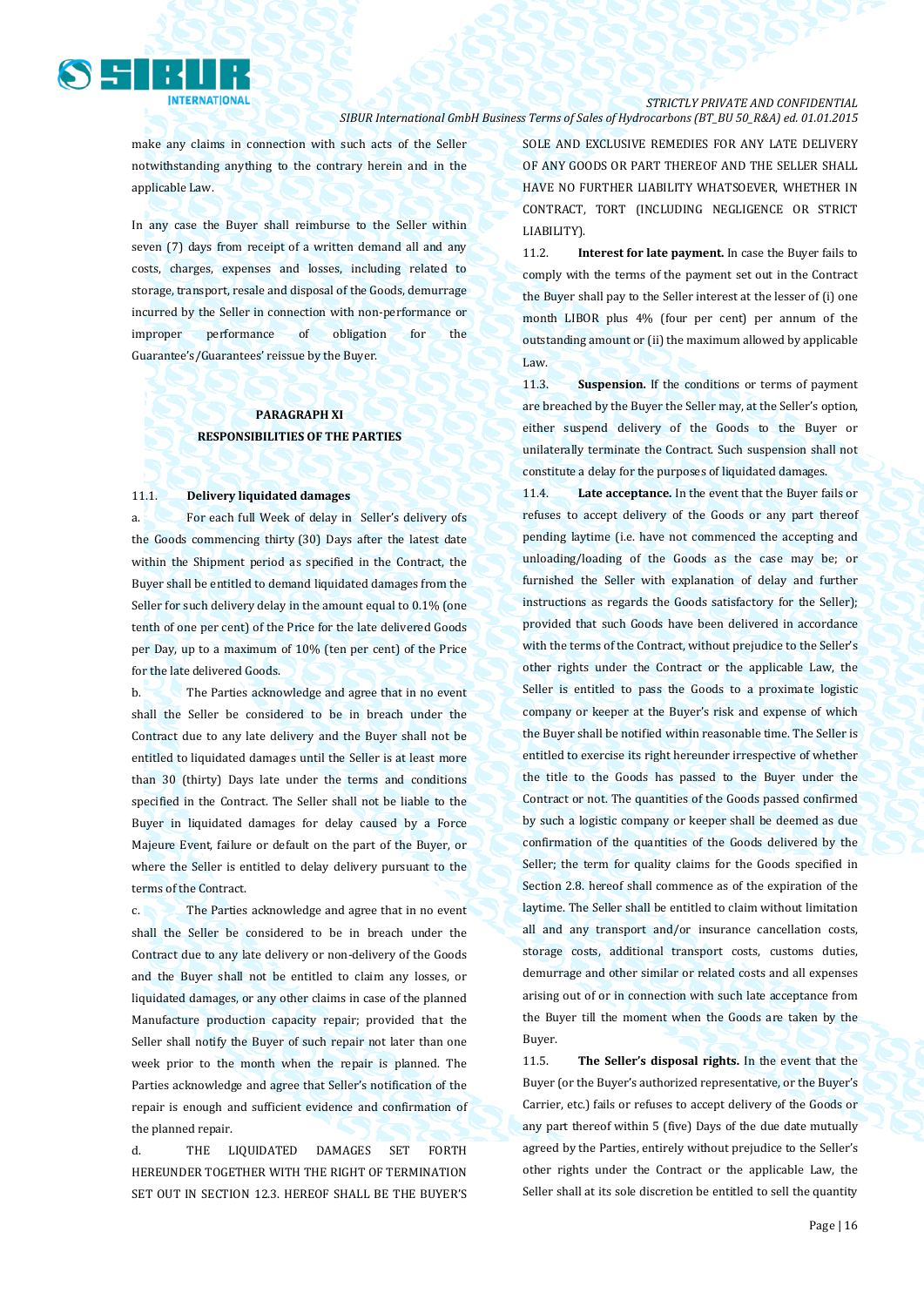make any claims in connection with such acts of the Seller notwithstanding anything to the contrary herein and in the applicable Law.

In any case the Buyer shall reimburse to the Seller within seven (7) days from receipt of a written demand all and any costs, charges, expenses and losses, including related to storage, transport, resale and disposal of the Goods, demurrage incurred by the Seller in connection with non-performance or improper performance of obligation for the Guarantee's/Guarantees' reissue by the Buyer.

## PARAGRAPH XI RESPONSIBILITIES OF THE PARTIES

11.1. **Delivery liquidated damages**

a. For each full Week of delay in Seller's delivery ofs the Goods commencing thirty (30) Days after the latest date within the Shipment period as specified in the Contract, the Buyer shall be entitled to demand liquidated damages from the Seller for such delivery delay in the amount equal to 0.1% (one tenth of one per cent) of the Price for the late delivered Goods per Day, up to a maximum of 10% (ten per cent) of the Price for the late delivered Goods.

b. The Parties acknowledge and agree that in no event shall the Seller be considered to be in breach under the Contract due to any late delivery and the Buyer shall not be entitled to liquidated damages until the Seller is at least more than 30 (thirty) Days late under the terms and conditions specified in the Contract. The Seller shall not be liable to the Buyer in liquidated damages for delay caused by a Force Majeure Event, failure or default on the part of the Buyer, or where the Seller is entitled to delay delivery pursuant to the terms of the Contract.

c. The Parties acknowledge and agree that in no event shall the Seller be considered to be in breach under the Contract due to any late delivery or non-delivery of the Goods and the Buyer shall not be entitled to claim any losses, or liquidated damages, or any other claims in case of the planned Manufacture production capacity repair; provided that the Seller shall notify the Buyer of such repair not later than one week prior to the month when the repair is planned. The Parties acknowledge and agree that Seller's notification of the repair is enough and sufficient evidence and confirmation of the planned repair.

d. THE LIQUIDATED DAMAGES SET FORTH HEREUNDER TOGETHER WITH THE RIGHT OF TERMINATION SET OUT IN SECTION 12.3. HEREOF SHALL BE THE BUYER'S SOLE AND EXCLUSIVE REMEDIES FOR ANY LATE DELIVERY OF ANY GOODS OR PART THEREOF AND THE SELLER SHALL HAVE NO FURTHER LIABILITY WHATSOEVER, WHETHER IN CONTRACT, TORT (INCLUDING NEGLIGENCE OR STRICT LIABILITY).

11.2. **Interest for late payment.** In case the Buyer fails to comply with the terms of the payment set out in the Contract the Buyer shall pay to the Seller interest at the lesser of (i) one month LIBOR plus 4% (four per cent) per annum of the outstanding amount or (ii) the maximum allowed by applicable Law.

11.3. **Suspension.** If the conditions or terms of payment are breached by the Buyer the Seller may, at the Seller's option, either suspend delivery of the Goods to the Buyer or unilaterally terminate the Contract. Such suspension shall not constitute a delay for the purposes of liquidated damages.

11.4. **Late acceptance.** In the event that the Buyer fails or refuses to accept delivery of the Goods or any part thereof pending laytime (i.e. have not commenced the accepting and unloading/loading of the Goods as the case may be; or furnished the Seller with explanation of delay and further instructions as regards the Goods satisfactory for the Seller); provided that such Goods have been delivered in accordance with the terms of the Contract, without prejudice to the Seller's other rights under the Contract or the applicable Law, the Seller is entitled to pass the Goods to a proximate logistic company or keeper at the Buyer's risk and expense of which the Buyer shall be notified within reasonable time. The Seller is entitled to exercise its right hereunder irrespective of whether the title to the Goods has passed to the Buyer under the Contract or not. The quantities of the Goods passed confirmed by such a logistic company or keeper shall be deemed as due confirmation of the quantities of the Goods delivered by the Seller; the term for quality claims for the Goods specified in Section 2.8. hereof shall commence as of the expiration of the laytime. The Seller shall be entitled to claim without limitation all and any transport and/or insurance cancellation costs, storage costs, additional transport costs, customs duties, demurrage and other similar or related costs and all expenses arising out of or in connection with such late acceptance from the Buyer till the moment when the Goods are taken by the Buyer.

11.5. **The Seller's disposal rights.** In the event that the Buyer (or the Buyer's authorized representative, or the Buyer's Carrier, etc.) fails or refuses to accept delivery of the Goods or any part thereof within 5 (five) Days of the due date mutually agreed by the Parties, entirely without prejudice to the Seller's other rights under the Contract or the applicable Law, the Seller shall at its sole discretion be entitled to sell the quantity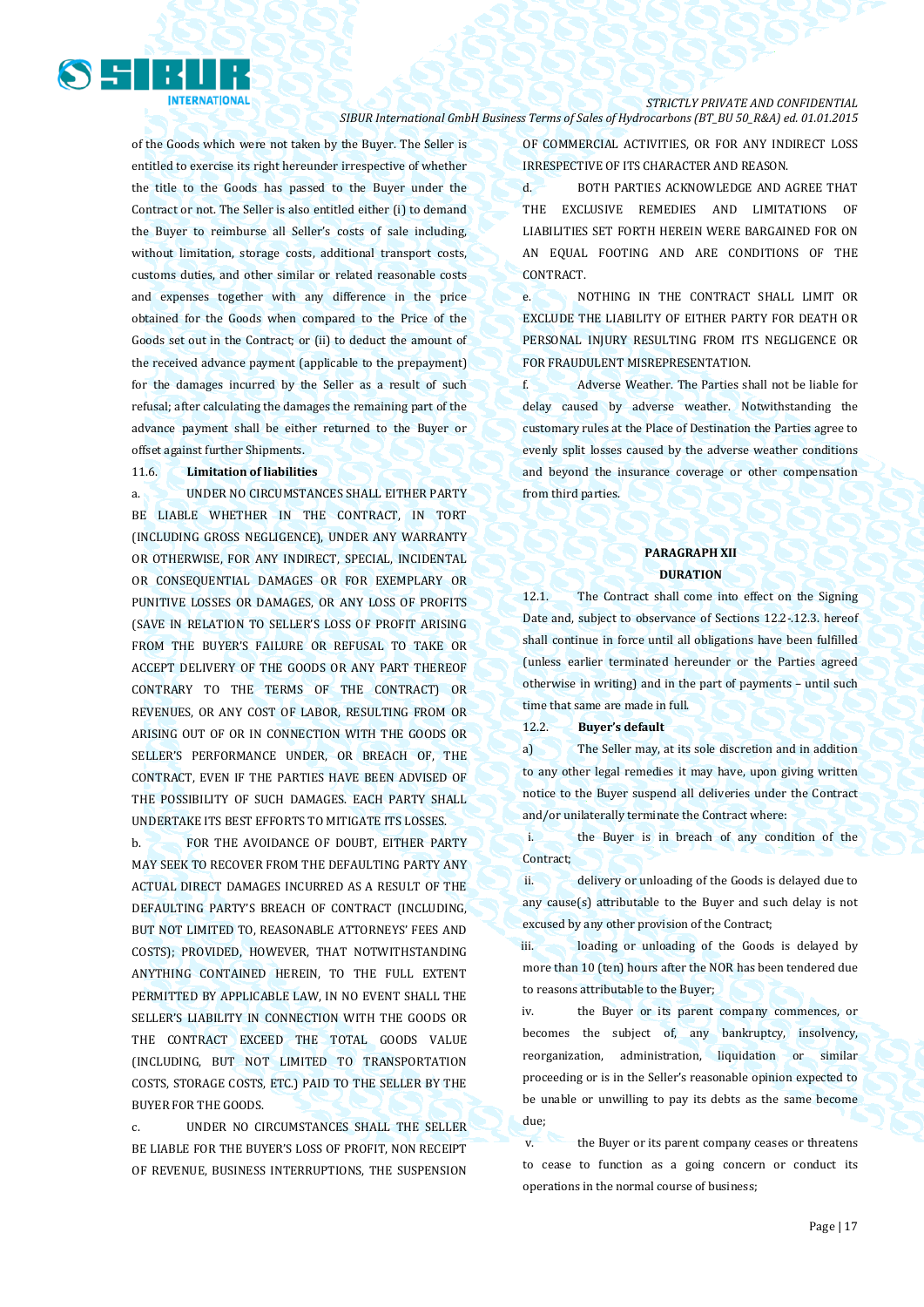of the Goods which were not taken by the Buyer. The Seller is entitled to exercise its right hereunder irrespective of whether the title to the Goods has passed to the Buyer under the Contract or not. The Seller is also entitled either (i) to demand the Buyer to reimburse all Seller's costs of sale including, without limitation, storage costs, additional transport costs, customs duties, and other similar or related reasonable costs and expenses together with any difference in the price obtained for the Goods when compared to the Price of the Goods set out in the Contract; or (ii) to deduct the amount of the received advance payment (applicable to the prepayment) for the damages incurred by the Seller as a result of such refusal; after calculating the damages the remaining part of the advance payment shall be either returned to the Buyer or offset against further Shipments.

11.6. **Limitation of liabilities**

a. UNDER NO CIRCUMSTANCES SHALL EITHER PARTY BE LIABLE WHETHER IN THE CONTRACT, IN TORT (INCLUDING GROSS NEGLIGENCE), UNDER ANY WARRANTY OR OTHERWISE, FOR ANY INDIRECT, SPECIAL, INCIDENTAL OR CONSEQUENTIAL DAMAGES OR FOR EXEMPLARY OR PUNITIVE LOSSES OR DAMAGES, OR ANY LOSS OF PROFITS (SAVE IN RELATION TO SELLER'S LOSS OF PROFIT ARISING FROM THE BUYER'S FAILURE OR REFUSAL TO TAKE OR ACCEPT DELIVERY OF THE GOODS OR ANY PART THEREOF CONTRARY TO THE TERMS OF THE CONTRACT) OR REVENUES, OR ANY COST OF LABOR, RESULTING FROM OR ARISING OUT OF OR IN CONNECTION WITH THE GOODS OR SELLER'S PERFORMANCE UNDER, OR BREACH OF, THE CONTRACT, EVEN IF THE PARTIES HAVE BEEN ADVISED OF THE POSSIBILITY OF SUCH DAMAGES. EACH PARTY SHALL UNDERTAKE ITS BEST EFFORTS TO MITIGATE ITS LOSSES.

b. FOR THE AVOIDANCE OF DOUBT, EITHER PARTY MAY SEEK TO RECOVER FROM THE DEFAULTING PARTY ANY ACTUAL DIRECT DAMAGES INCURRED AS A RESULT OF THE DEFAULTING PARTY'S BREACH OF CONTRACT (INCLUDING, BUT NOT LIMITED TO, REASONABLE ATTORNEYS' FEES AND COSTS); PROVIDED, HOWEVER, THAT NOTWITHSTANDING ANYTHING CONTAINED HEREIN, TO THE FULL EXTENT PERMITTED BY APPLICABLE LAW, IN NO EVENT SHALL THE SELLER'S LIABILITY IN CONNECTION WITH THE GOODS OR THE CONTRACT EXCEED THE TOTAL GOODS VALUE (INCLUDING, BUT NOT LIMITED TO TRANSPORTATION COSTS, STORAGE COSTS, ETC.) PAID TO THE SELLER BY THE BUYER FOR THE GOODS.

c. UNDER NO CIRCUMSTANCES SHALL THE SELLER BE LIABLE FOR THE BUYER'S LOSS OF PROFIT, NON RECEIPT OF REVENUE, BUSINESS INTERRUPTIONS, THE SUSPENSION OF COMMERCIAL ACTIVITIES, OR FOR ANY INDIRECT LOSS IRRESPECTIVE OF ITS CHARACTER AND REASON.

d. BOTH PARTIES ACKNOWLEDGE AND AGREE THAT THE EXCLUSIVE REMEDIES AND LIMITATIONS OF LIABILITIES SET FORTH HEREIN WERE BARGAINED FOR ON AN EQUAL FOOTING AND ARE CONDITIONS OF THE CONTRACT.

e. NOTHING IN THE CONTRACT SHALL LIMIT OR EXCLUDE THE LIABILITY OF EITHER PARTY FOR DEATH OR PERSONAL INJURY RESULTING FROM ITS NEGLIGENCE OR FOR FRAUDULENT MISREPRESENTATION.

f. Adverse Weather. The Parties shall not be liable for delay caused by adverse weather. Notwithstanding the customary rules at the Place of Destination the Parties agree to evenly split losses caused by the adverse weather conditions and beyond the insurance coverage or other compensation from third parties.

## PARAGRAPH XII
## DURATION

12.1. The Contract shall come into effect on the Signing Date and, subject to observance of Sections 12.2.-12.3. hereof shall continue in force until all obligations have been fulfilled (unless earlier terminated hereunder or the Parties agreed otherwise in writing) and in the part of payments – until such time that same are made in full.

12.2. **Buyer's default**

a) The Seller may, at its sole discretion and in addition to any other legal remedies it may have, upon giving written notice to the Buyer suspend all deliveries under the Contract and/or unilaterally terminate the Contract where:

i. the Buyer is in breach of any condition of the Contract;

ii. delivery or unloading of the Goods is delayed due to any cause(s) attributable to the Buyer and such delay is not excused by any other provision of the Contract;

iii. loading or unloading of the Goods is delayed by more than 10 (ten) hours after the NOR has been tendered due to reasons attributable to the Buyer;

iv. the Buyer or its parent company commences, or becomes the subject of, any bankruptcy, insolvency, reorganization, administration, liquidation or similar proceeding or is in the Seller's reasonable opinion expected to be unable or unwilling to pay its debts as the same become due;

v. the Buyer or its parent company ceases or threatens to cease to function as a going concern or conduct its operations in the normal course of business;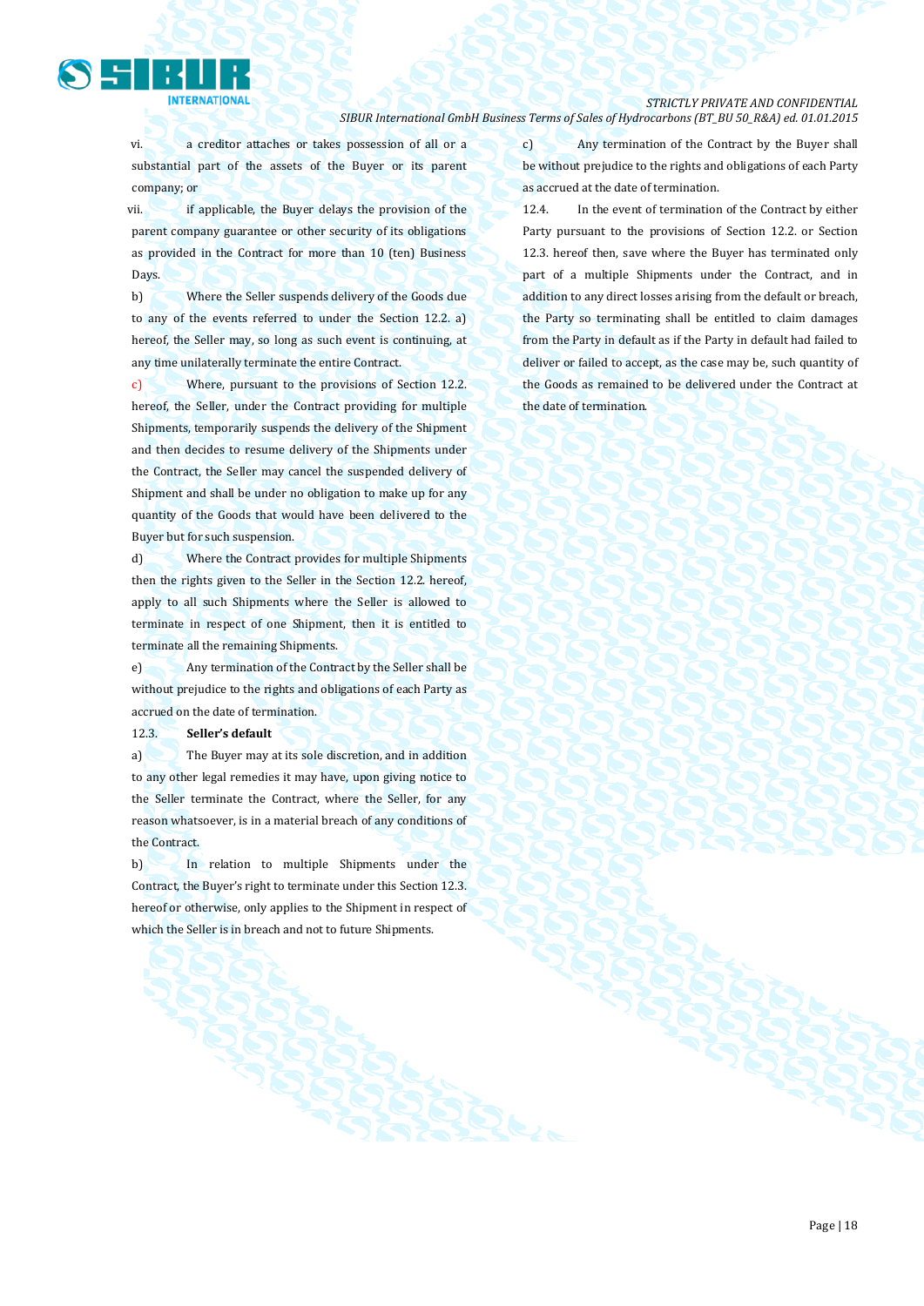vi. a creditor attaches or takes possession of all or a substantial part of the assets of the Buyer or its parent company; or

vii. if applicable, the Buyer delays the provision of the parent company guarantee or other security of its obligations as provided in the Contract for more than 10 (ten) Business Days.

b) Where the Seller suspends delivery of the Goods due to any of the events referred to under the Section 12.2. a) hereof, the Seller may, so long as such event is continuing, at any time unilaterally terminate the entire Contract.

c) Where, pursuant to the provisions of Section 12.2. hereof, the Seller, under the Contract providing for multiple Shipments, temporarily suspends the delivery of the Shipment and then decides to resume delivery of the Shipments under the Contract, the Seller may cancel the suspended delivery of Shipment and shall be under no obligation to make up for any quantity of the Goods that would have been delivered to the Buyer but for such suspension.

d) Where the Contract provides for multiple Shipments then the rights given to the Seller in the Section 12.2. hereof, apply to all such Shipments where the Seller is allowed to terminate in respect of one Shipment, then it is entitled to terminate all the remaining Shipments.

e) Any termination of the Contract by the Seller shall be without prejudice to the rights and obligations of each Party as accrued on the date of termination.

12.3. **Seller's default**

a) The Buyer may at its sole discretion, and in addition to any other legal remedies it may have, upon giving notice to the Seller terminate the Contract, where the Seller, for any reason whatsoever, is in a material breach of any conditions of the Contract.

b) In relation to multiple Shipments under the Contract, the Buyer's right to terminate under this Section 12.3. hereof or otherwise, only applies to the Shipment in respect of which the Seller is in breach and not to future Shipments.

c) Any termination of the Contract by the Buyer shall be without prejudice to the rights and obligations of each Party as accrued at the date of termination.

12.4. In the event of termination of the Contract by either Party pursuant to the provisions of Section 12.2. or Section 12.3. hereof then, save where the Buyer has terminated only part of a multiple Shipments under the Contract, and in addition to any direct losses arising from the default or breach, the Party so terminating shall be entitled to claim damages from the Party in default as if the Party in default had failed to deliver or failed to accept, as the case may be, such quantity of the Goods as remained to be delivered under the Contract at the date of termination.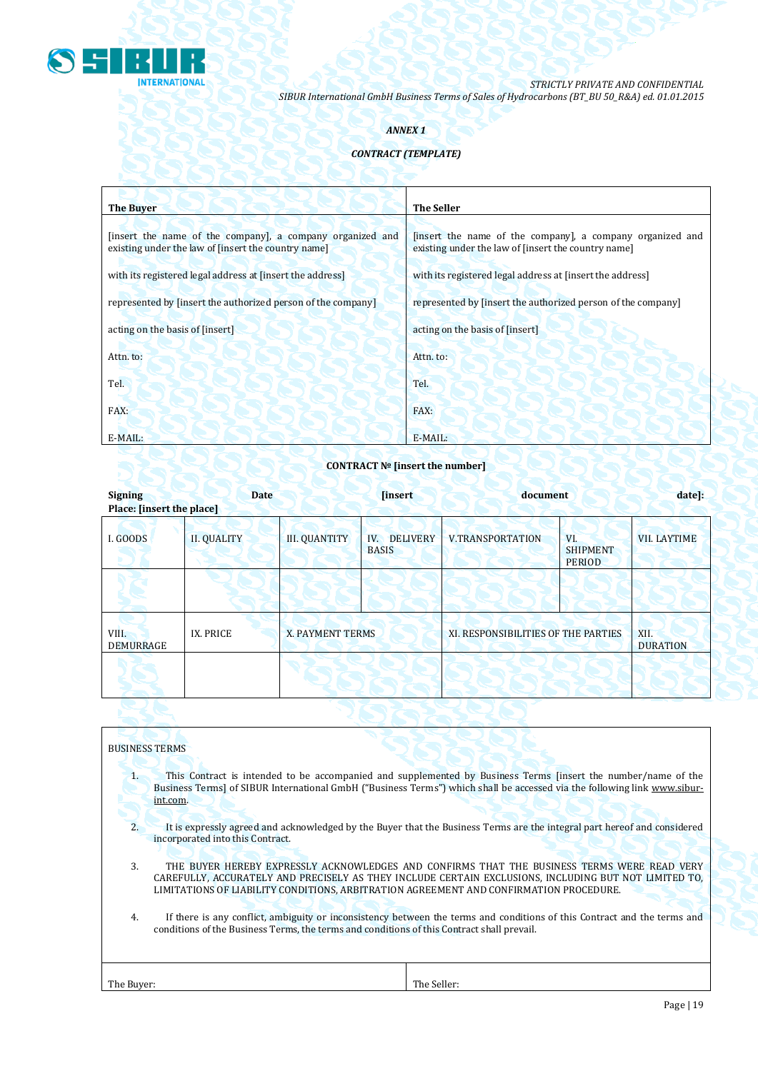*ANNEX 1*

***CONTRACT (TEMPLATE)***

| **The Buyer** | **The Seller** |
|---|---|
| [insert the name of the company], a company organized and existing under the law of [insert the country name]<br><br>with its registered legal address at [insert the address]<br><br>represented by [insert the authorized person of the company]<br><br>acting on the basis of [insert]<br><br>Attn. to:<br><br>Tel.<br><br>FAX:<br><br>E-MAIL: | [insert the name of the company], a company organized and existing under the law of [insert the country name]<br><br>with its registered legal address at [insert the address]<br><br>represented by [insert the authorized person of the company]<br><br>acting on the basis of [insert]<br><br>Attn. to:<br><br>Tel.<br><br>FAX:<br><br>E-MAIL: |

**CONTRACT № [insert the number]**

**Signing Date [insert document date]: Place: [insert the place]**

| I. GOODS | II. QUALITY | III. QUANTITY | IV. DELIVERY BASIS | V.TRANSPORTATION | VI. SHIPMENT PERIOD | VII. LAYTIME |
|---|---|---|---|---|---|---|
| | | | | | | |
| VIII. DEMURRAGE | IX. PRICE | X. PAYMENT TERMS | | XI. RESPONSIBILITIES OF THE PARTIES | | XII. DURATION |
| | | | | | | |

BUSINESS TERMS

1. This Contract is intended to be accompanied and supplemented by Business Terms [insert the number/name of the Business Terms] of SIBUR International GmbH ("Business Terms") which shall be accessed via the following link www.sibur-int.com.

2. It is expressly agreed and acknowledged by the Buyer that the Business Terms are the integral part hereof and considered incorporated into this Contract.

3. THE BUYER HEREBY EXPRESSLY ACKNOWLEDGES AND CONFIRMS THAT THE BUSINESS TERMS WERE READ VERY CAREFULLY, ACCURATELY AND PRECISELY AS THEY INCLUDE CERTAIN EXCLUSIONS, INCLUDING BUT NOT LIMITED TO, LIMITATIONS OF LIABILITY CONDITIONS, ARBITRATION AGREEMENT AND CONFIRMATION PROCEDURE.

4. If there is any conflict, ambiguity or inconsistency between the terms and conditions of this Contract and the terms and conditions of the Business Terms, the terms and conditions of this Contract shall prevail.

| The Buyer: | The Seller: |
|---|---|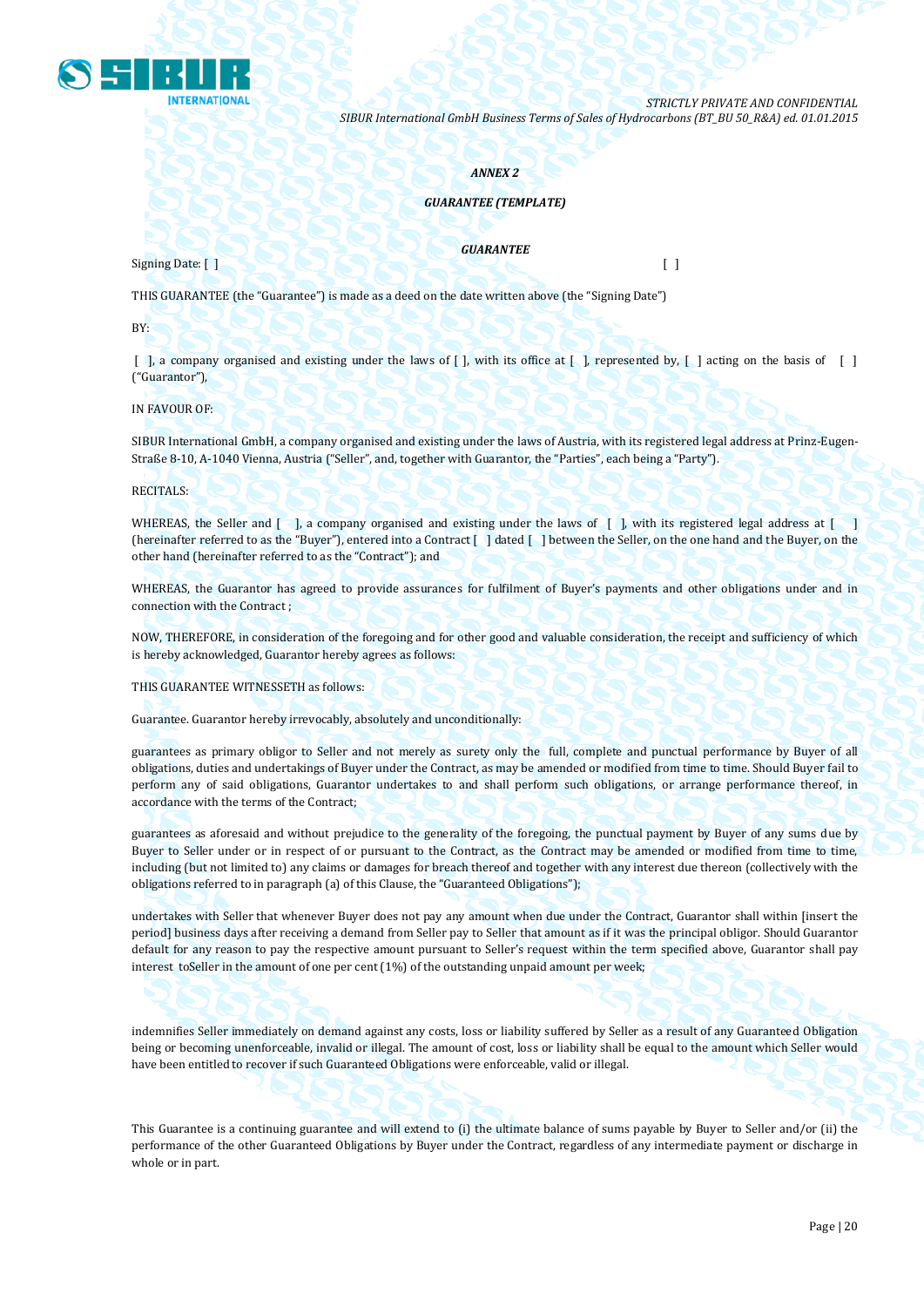*ANNEX 2*

***GUARANTEE (TEMPLATE)***

***GUARANTEE***

Signing Date: [ ] [ ]

THIS GUARANTEE (the "Guarantee") is made as a deed on the date written above (the "Signing Date")

BY:

[ ], a company organised and existing under the laws of [ ], with its office at [ ], represented by, [ ] acting on the basis of [ ] ("Guarantor"),

IN FAVOUR OF:

SIBUR International GmbH, a company organised and existing under the laws of Austria, with its registered legal address at Prinz-Eugen-Straße 8-10, A-1040 Vienna, Austria ("Seller", and, together with Guarantor, the "Parties", each being a "Party").

RECITALS:

WHEREAS, the Seller and [ ], a company organised and existing under the laws of [ ], with its registered legal address at [ ] (hereinafter referred to as the "Buyer"), entered into a Contract [ ] dated [ ] between the Seller, on the one hand and the Buyer, on the other hand (hereinafter referred to as the "Contract"); and

WHEREAS, the Guarantor has agreed to provide assurances for fulfilment of Buyer's payments and other obligations under and in connection with the Contract ;

NOW, THEREFORE, in consideration of the foregoing and for other good and valuable consideration, the receipt and sufficiency of which is hereby acknowledged, Guarantor hereby agrees as follows:

THIS GUARANTEE WITNESSETH as follows:

Guarantee. Guarantor hereby irrevocably, absolutely and unconditionally:

guarantees as primary obligor to Seller and not merely as surety only the full, complete and punctual performance by Buyer of all obligations, duties and undertakings of Buyer under the Contract, as may be amended or modified from time to time. Should Buyer fail to perform any of said obligations, Guarantor undertakes to and shall perform such obligations, or arrange performance thereof, in accordance with the terms of the Contract;

guarantees as aforesaid and without prejudice to the generality of the foregoing, the punctual payment by Buyer of any sums due by Buyer to Seller under or in respect of or pursuant to the Contract, as the Contract may be amended or modified from time to time, including (but not limited to) any claims or damages for breach thereof and together with any interest due thereon (collectively with the obligations referred to in paragraph (a) of this Clause, the "Guaranteed Obligations");

undertakes with Seller that whenever Buyer does not pay any amount when due under the Contract, Guarantor shall within [insert the period] business days after receiving a demand from Seller pay to Seller that amount as if it was the principal obligor. Should Guarantor default for any reason to pay the respective amount pursuant to Seller's request within the term specified above, Guarantor shall pay interest toSeller in the amount of one per cent (1%) of the outstanding unpaid amount per week;

indemnifies Seller immediately on demand against any costs, loss or liability suffered by Seller as a result of any Guaranteed Obligation being or becoming unenforceable, invalid or illegal. The amount of cost, loss or liability shall be equal to the amount which Seller would have been entitled to recover if such Guaranteed Obligations were enforceable, valid or illegal.

This Guarantee is a continuing guarantee and will extend to (i) the ultimate balance of sums payable by Buyer to Seller and/or (ii) the performance of the other Guaranteed Obligations by Buyer under the Contract, regardless of any intermediate payment or discharge in whole or in part.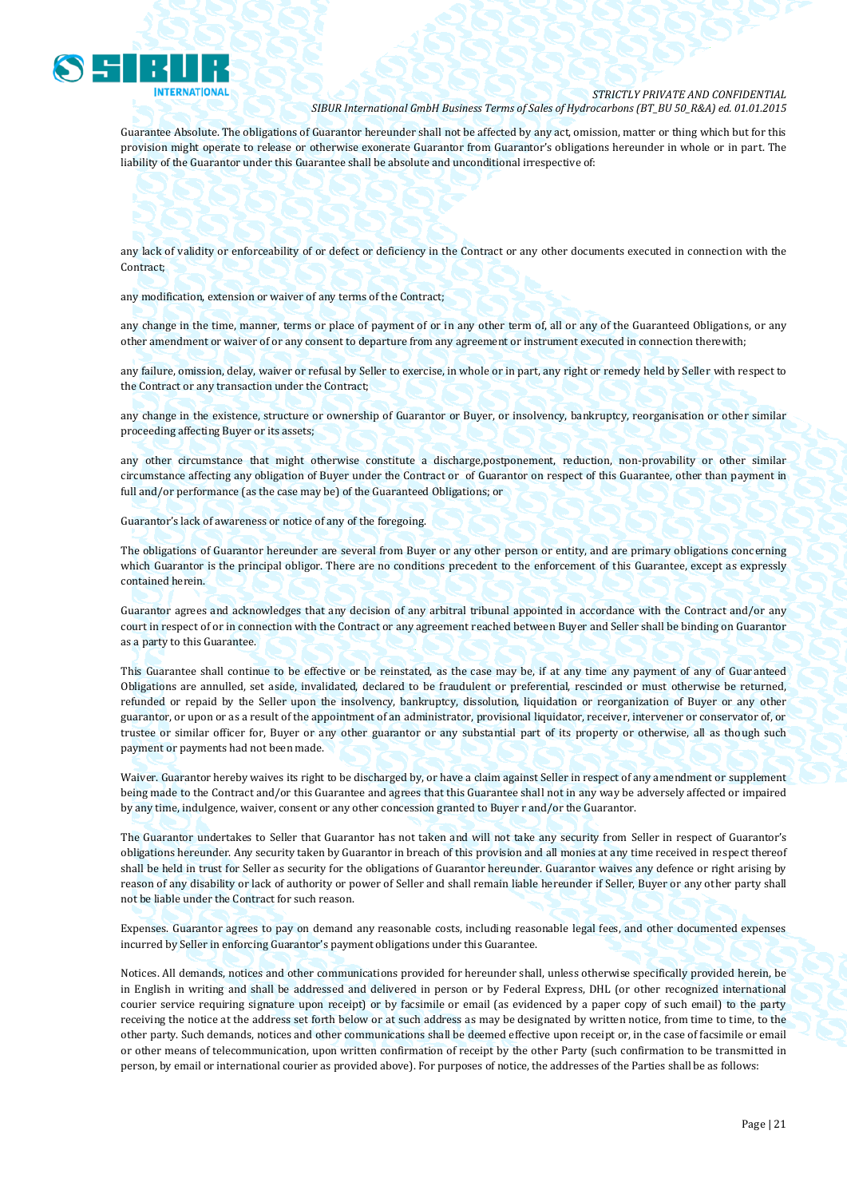Guarantee Absolute. The obligations of Guarantor hereunder shall not be affected by any act, omission, matter or thing which but for this provision might operate to release or otherwise exonerate Guarantor from Guarantor's obligations hereunder in whole or in part. The liability of the Guarantor under this Guarantee shall be absolute and unconditional irrespective of:

any lack of validity or enforceability of or defect or deficiency in the Contract or any other documents executed in connection with the Contract;

any modification, extension or waiver of any terms of the Contract;

any change in the time, manner, terms or place of payment of or in any other term of, all or any of the Guaranteed Obligations, or any other amendment or waiver of or any consent to departure from any agreement or instrument executed in connection therewith;

any failure, omission, delay, waiver or refusal by Seller to exercise, in whole or in part, any right or remedy held by Seller with respect to the Contract or any transaction under the Contract;

any change in the existence, structure or ownership of Guarantor or Buyer, or insolvency, bankruptcy, reorganisation or other similar proceeding affecting Buyer or its assets;

any other circumstance that might otherwise constitute a discharge,postponement, reduction, non-provability or other similar circumstance affecting any obligation of Buyer under the Contract or of Guarantor on respect of this Guarantee, other than payment in full and/or performance (as the case may be) of the Guaranteed Obligations; or

Guarantor's lack of awareness or notice of any of the foregoing.

The obligations of Guarantor hereunder are several from Buyer or any other person or entity, and are primary obligations concerning which Guarantor is the principal obligor. There are no conditions precedent to the enforcement of this Guarantee, except as expressly contained herein.

Guarantor agrees and acknowledges that any decision of any arbitral tribunal appointed in accordance with the Contract and/or any court in respect of or in connection with the Contract or any agreement reached between Buyer and Seller shall be binding on Guarantor as a party to this Guarantee.

This Guarantee shall continue to be effective or be reinstated, as the case may be, if at any time any payment of any of Guaranteed Obligations are annulled, set aside, invalidated, declared to be fraudulent or preferential, rescinded or must otherwise be returned, refunded or repaid by the Seller upon the insolvency, bankruptcy, dissolution, liquidation or reorganization of Buyer or any other guarantor, or upon or as a result of the appointment of an administrator, provisional liquidator, receiver, intervener or conservator of, or trustee or similar officer for, Buyer or any other guarantor or any substantial part of its property or otherwise, all as though such payment or payments had not been made.

Waiver. Guarantor hereby waives its right to be discharged by, or have a claim against Seller in respect of any amendment or supplement being made to the Contract and/or this Guarantee and agrees that this Guarantee shall not in any way be adversely affected or impaired by any time, indulgence, waiver, consent or any other concession granted to Buyer r and/or the Guarantor.

The Guarantor undertakes to Seller that Guarantor has not taken and will not take any security from Seller in respect of Guarantor's obligations hereunder. Any security taken by Guarantor in breach of this provision and all monies at any time received in respect thereof shall be held in trust for Seller as security for the obligations of Guarantor hereunder. Guarantor waives any defence or right arising by reason of any disability or lack of authority or power of Seller and shall remain liable hereunder if Seller, Buyer or any other party shall not be liable under the Contract for such reason.

Expenses. Guarantor agrees to pay on demand any reasonable costs, including reasonable legal fees, and other documented expenses incurred by Seller in enforcing Guarantor's payment obligations under this Guarantee.

Notices. All demands, notices and other communications provided for hereunder shall, unless otherwise specifically provided herein, be in English in writing and shall be addressed and delivered in person or by Federal Express, DHL (or other recognized international courier service requiring signature upon receipt) or by facsimile or email (as evidenced by a paper copy of such email) to the party receiving the notice at the address set forth below or at such address as may be designated by written notice, from time to time, to the other party. Such demands, notices and other communications shall be deemed effective upon receipt or, in the case of facsimile or email or other means of telecommunication, upon written confirmation of receipt by the other Party (such confirmation to be transmitted in person, by email or international courier as provided above). For purposes of notice, the addresses of the Parties shall be as follows: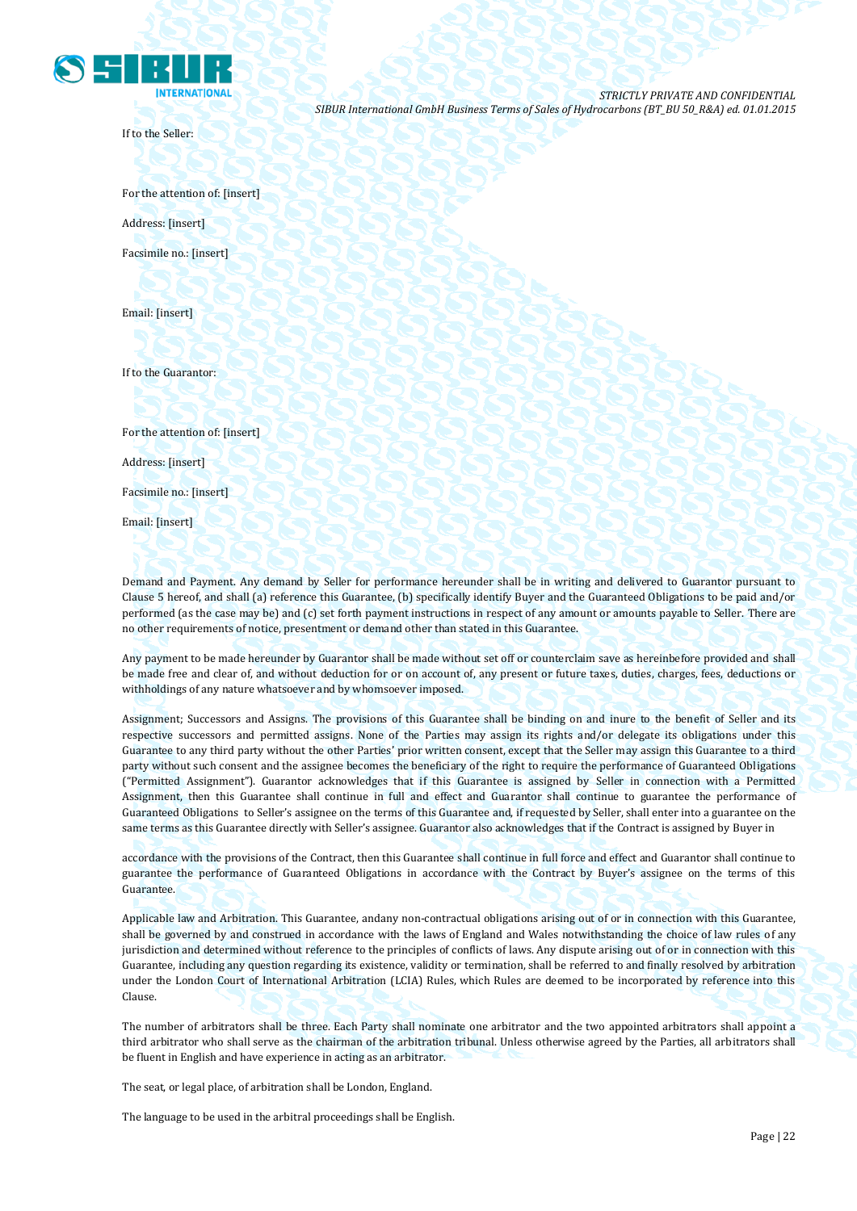If to the Seller:

For the attention of: [insert]

Address: [insert]

Facsimile no.: [insert]

Email: [insert]

If to the Guarantor:

For the attention of: [insert]

Address: [insert]

Facsimile no.: [insert]

Email: [insert]

Demand and Payment. Any demand by Seller for performance hereunder shall be in writing and delivered to Guarantor pursuant to Clause 5 hereof, and shall (a) reference this Guarantee, (b) specifically identify Buyer and the Guaranteed Obligations to be paid and/or performed (as the case may be) and (c) set forth payment instructions in respect of any amount or amounts payable to Seller. There are no other requirements of notice, presentment or demand other than stated in this Guarantee.

Any payment to be made hereunder by Guarantor shall be made without set off or counterclaim save as hereinbefore provided and shall be made free and clear of, and without deduction for or on account of, any present or future taxes, duties, charges, fees, deductions or withholdings of any nature whatsoever and by whomsoever imposed.

Assignment; Successors and Assigns. The provisions of this Guarantee shall be binding on and inure to the benefit of Seller and its respective successors and permitted assigns. None of the Parties may assign its rights and/or delegate its obligations under this Guarantee to any third party without the other Parties' prior written consent, except that the Seller may assign this Guarantee to a third party without such consent and the assignee becomes the beneficiary of the right to require the performance of Guaranteed Obligations ("Permitted Assignment"). Guarantor acknowledges that if this Guarantee is assigned by Seller in connection with a Permitted Assignment, then this Guarantee shall continue in full and effect and Guarantor shall continue to guarantee the performance of Guaranteed Obligations to Seller's assignee on the terms of this Guarantee and, if requested by Seller, shall enter into a guarantee on the same terms as this Guarantee directly with Seller's assignee. Guarantor also acknowledges that if the Contract is assigned by Buyer in accordance with the provisions of the Contract, then this Guarantee shall continue in full force and effect and Guarantor shall continue to guarantee the performance of Guaranteed Obligations in accordance with the Contract by Buyer's assignee on the terms of this Guarantee.

Applicable law and Arbitration. This Guarantee, andany non-contractual obligations arising out of or in connection with this Guarantee, shall be governed by and construed in accordance with the laws of England and Wales notwithstanding the choice of law rules of any jurisdiction and determined without reference to the principles of conflicts of laws. Any dispute arising out of or in connection with this Guarantee, including any question regarding its existence, validity or termination, shall be referred to and finally resolved by arbitration under the London Court of International Arbitration (LCIA) Rules, which Rules are deemed to be incorporated by reference into this Clause.

The number of arbitrators shall be three. Each Party shall nominate one arbitrator and the two appointed arbitrators shall appoint a third arbitrator who shall serve as the chairman of the arbitration tribunal. Unless otherwise agreed by the Parties, all arbitrators shall be fluent in English and have experience in acting as an arbitrator.

The seat, or legal place, of arbitration shall be London, England.

The language to be used in the arbitral proceedings shall be English.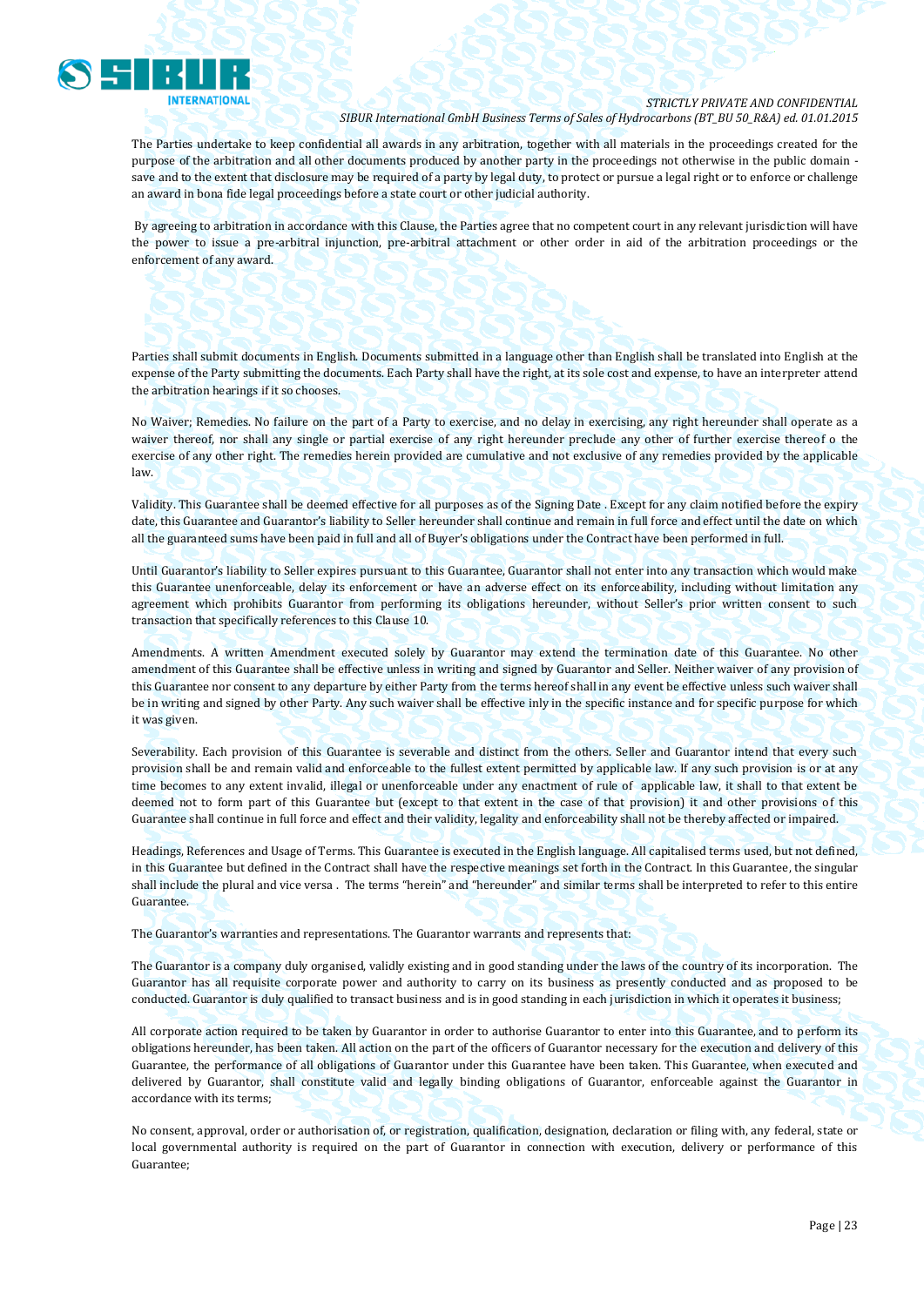The Parties undertake to keep confidential all awards in any arbitration, together with all materials in the proceedings created for the purpose of the arbitration and all other documents produced by another party in the proceedings not otherwise in the public domain - save and to the extent that disclosure may be required of a party by legal duty, to protect or pursue a legal right or to enforce or challenge an award in bona fide legal proceedings before a state court or other judicial authority.

By agreeing to arbitration in accordance with this Clause, the Parties agree that no competent court in any relevant jurisdiction will have the power to issue a pre-arbitral injunction, pre-arbitral attachment or other order in aid of the arbitration proceedings or the enforcement of any award.

Parties shall submit documents in English. Documents submitted in a language other than English shall be translated into English at the expense of the Party submitting the documents. Each Party shall have the right, at its sole cost and expense, to have an interpreter attend the arbitration hearings if it so chooses.

No Waiver; Remedies. No failure on the part of a Party to exercise, and no delay in exercising, any right hereunder shall operate as a waiver thereof, nor shall any single or partial exercise of any right hereunder preclude any other of further exercise thereof o the exercise of any other right. The remedies herein provided are cumulative and not exclusive of any remedies provided by the applicable law.

Validity. This Guarantee shall be deemed effective for all purposes as of the Signing Date . Except for any claim notified before the expiry date, this Guarantee and Guarantor's liability to Seller hereunder shall continue and remain in full force and effect until the date on which all the guaranteed sums have been paid in full and all of Buyer's obligations under the Contract have been performed in full.

Until Guarantor's liability to Seller expires pursuant to this Guarantee, Guarantor shall not enter into any transaction which would make this Guarantee unenforceable, delay its enforcement or have an adverse effect on its enforceability, including without limitation any agreement which prohibits Guarantor from performing its obligations hereunder, without Seller's prior written consent to such transaction that specifically references to this Clause 10.

Amendments. A written Amendment executed solely by Guarantor may extend the termination date of this Guarantee. No other amendment of this Guarantee shall be effective unless in writing and signed by Guarantor and Seller. Neither waiver of any provision of this Guarantee nor consent to any departure by either Party from the terms hereof shall in any event be effective unless such waiver shall be in writing and signed by other Party. Any such waiver shall be effective inly in the specific instance and for specific purpose for which it was given.

Severability. Each provision of this Guarantee is severable and distinct from the others. Seller and Guarantor intend that every such provision shall be and remain valid and enforceable to the fullest extent permitted by applicable law. If any such provision is or at any time becomes to any extent invalid, illegal or unenforceable under any enactment of rule of applicable law, it shall to that extent be deemed not to form part of this Guarantee but (except to that extent in the case of that provision) it and other provisions of this Guarantee shall continue in full force and effect and their validity, legality and enforceability shall not be thereby affected or impaired.

Headings, References and Usage of Terms. This Guarantee is executed in the English language. All capitalised terms used, but not defined, in this Guarantee but defined in the Contract shall have the respective meanings set forth in the Contract. In this Guarantee, the singular shall include the plural and vice versa . The terms "herein" and "hereunder" and similar terms shall be interpreted to refer to this entire Guarantee.

The Guarantor's warranties and representations. The Guarantor warrants and represents that:

The Guarantor is a company duly organised, validly existing and in good standing under the laws of the country of its incorporation. The Guarantor has all requisite corporate power and authority to carry on its business as presently conducted and as proposed to be conducted. Guarantor is duly qualified to transact business and is in good standing in each jurisdiction in which it operates it business;

All corporate action required to be taken by Guarantor in order to authorise Guarantor to enter into this Guarantee, and to perform its obligations hereunder, has been taken. All action on the part of the officers of Guarantor necessary for the execution and delivery of this Guarantee, the performance of all obligations of Guarantor under this Guarantee have been taken. This Guarantee, when executed and delivered by Guarantor, shall constitute valid and legally binding obligations of Guarantor, enforceable against the Guarantor in accordance with its terms;

No consent, approval, order or authorisation of, or registration, qualification, designation, declaration or filing with, any federal, state or local governmental authority is required on the part of Guarantor in connection with execution, delivery or performance of this Guarantee;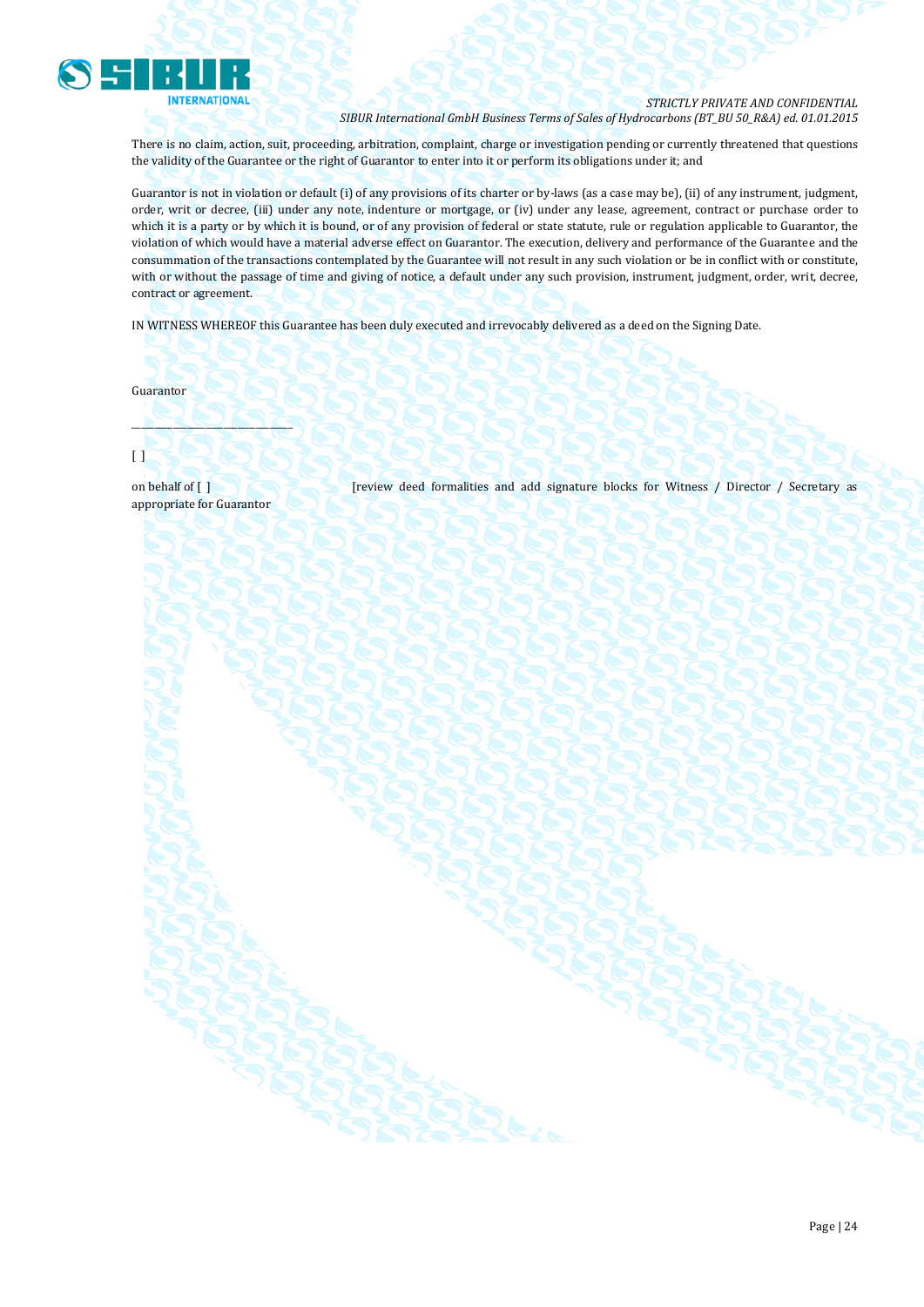There is no claim, action, suit, proceeding, arbitration, complaint, charge or investigation pending or currently threatened that questions the validity of the Guarantee or the right of Guarantor to enter into it or perform its obligations under it; and

Guarantor is not in violation or default (i) of any provisions of its charter or by-laws (as a case may be), (ii) of any instrument, judgment, order, writ or decree, (iii) under any note, indenture or mortgage, or (iv) under any lease, agreement, contract or purchase order to which it is a party or by which it is bound, or of any provision of federal or state statute, rule or regulation applicable to Guarantor, the violation of which would have a material adverse effect on Guarantor. The execution, delivery and performance of the Guarantee and the consummation of the transactions contemplated by the Guarantee will not result in any such violation or be in conflict with or constitute, with or without the passage of time and giving of notice, a default under any such provision, instrument, judgment, order, writ, decree, contract or agreement.

IN WITNESS WHEREOF this Guarantee has been duly executed and irrevocably delivered as a deed on the Signing Date.

Guarantor

______________________________

[ ]

on behalf of [ ] appropriate for Guarantor [review deed formalities and add signature blocks for Witness / Director / Secretary as